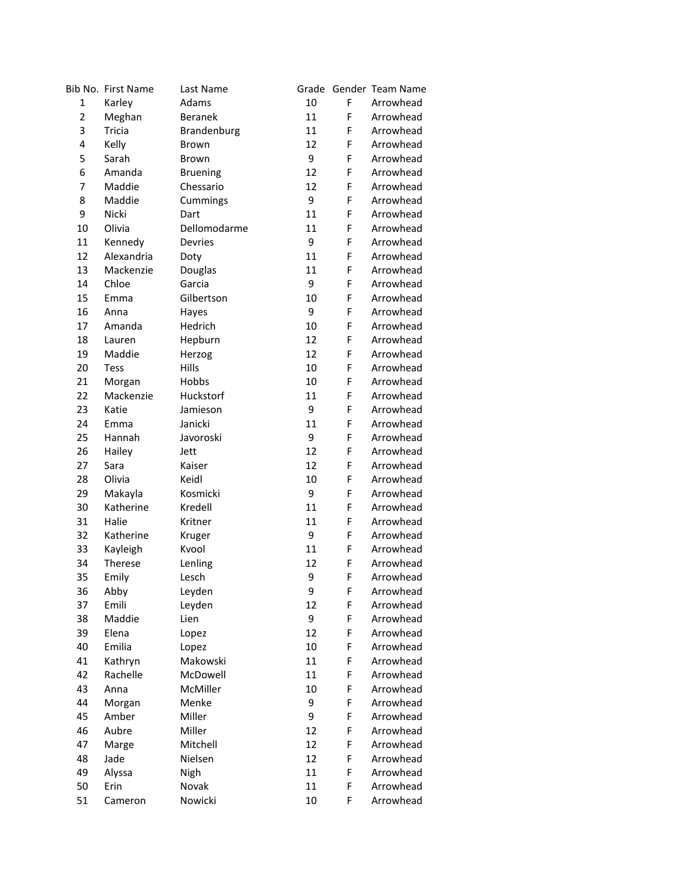| Bib No. | First Name | Last Name | Grade | Gender | Team Name |
|---|---|---|---|---|---|
| 1 | Karley | Adams | 10 | F | Arrowhead |
| 2 | Meghan | Beranek | 11 | F | Arrowhead |
| 3 | Tricia | Brandenburg | 11 | F | Arrowhead |
| 4 | Kelly | Brown | 12 | F | Arrowhead |
| 5 | Sarah | Brown | 9 | F | Arrowhead |
| 6 | Amanda | Bruening | 12 | F | Arrowhead |
| 7 | Maddie | Chessario | 12 | F | Arrowhead |
| 8 | Maddie | Cummings | 9 | F | Arrowhead |
| 9 | Nicki | Dart | 11 | F | Arrowhead |
| 10 | Olivia | Dellomodarme | 11 | F | Arrowhead |
| 11 | Kennedy | Devries | 9 | F | Arrowhead |
| 12 | Alexandria | Doty | 11 | F | Arrowhead |
| 13 | Mackenzie | Douglas | 11 | F | Arrowhead |
| 14 | Chloe | Garcia | 9 | F | Arrowhead |
| 15 | Emma | Gilbertson | 10 | F | Arrowhead |
| 16 | Anna | Hayes | 9 | F | Arrowhead |
| 17 | Amanda | Hedrich | 10 | F | Arrowhead |
| 18 | Lauren | Hepburn | 12 | F | Arrowhead |
| 19 | Maddie | Herzog | 12 | F | Arrowhead |
| 20 | Tess | Hills | 10 | F | Arrowhead |
| 21 | Morgan | Hobbs | 10 | F | Arrowhead |
| 22 | Mackenzie | Huckstorf | 11 | F | Arrowhead |
| 23 | Katie | Jamieson | 9 | F | Arrowhead |
| 24 | Emma | Janicki | 11 | F | Arrowhead |
| 25 | Hannah | Javoroski | 9 | F | Arrowhead |
| 26 | Hailey | Jett | 12 | F | Arrowhead |
| 27 | Sara | Kaiser | 12 | F | Arrowhead |
| 28 | Olivia | Keidl | 10 | F | Arrowhead |
| 29 | Makayla | Kosmicki | 9 | F | Arrowhead |
| 30 | Katherine | Kredell | 11 | F | Arrowhead |
| 31 | Halie | Kritner | 11 | F | Arrowhead |
| 32 | Katherine | Kruger | 9 | F | Arrowhead |
| 33 | Kayleigh | Kvool | 11 | F | Arrowhead |
| 34 | Therese | Lenling | 12 | F | Arrowhead |
| 35 | Emily | Lesch | 9 | F | Arrowhead |
| 36 | Abby | Leyden | 9 | F | Arrowhead |
| 37 | Emili | Leyden | 12 | F | Arrowhead |
| 38 | Maddie | Lien | 9 | F | Arrowhead |
| 39 | Elena | Lopez | 12 | F | Arrowhead |
| 40 | Emilia | Lopez | 10 | F | Arrowhead |
| 41 | Kathryn | Makowski | 11 | F | Arrowhead |
| 42 | Rachelle | McDowell | 11 | F | Arrowhead |
| 43 | Anna | McMiller | 10 | F | Arrowhead |
| 44 | Morgan | Menke | 9 | F | Arrowhead |
| 45 | Amber | Miller | 9 | F | Arrowhead |
| 46 | Aubre | Miller | 12 | F | Arrowhead |
| 47 | Marge | Mitchell | 12 | F | Arrowhead |
| 48 | Jade | Nielsen | 12 | F | Arrowhead |
| 49 | Alyssa | Nigh | 11 | F | Arrowhead |
| 50 | Erin | Novak | 11 | F | Arrowhead |
| 51 | Cameron | Nowicki | 10 | F | Arrowhead |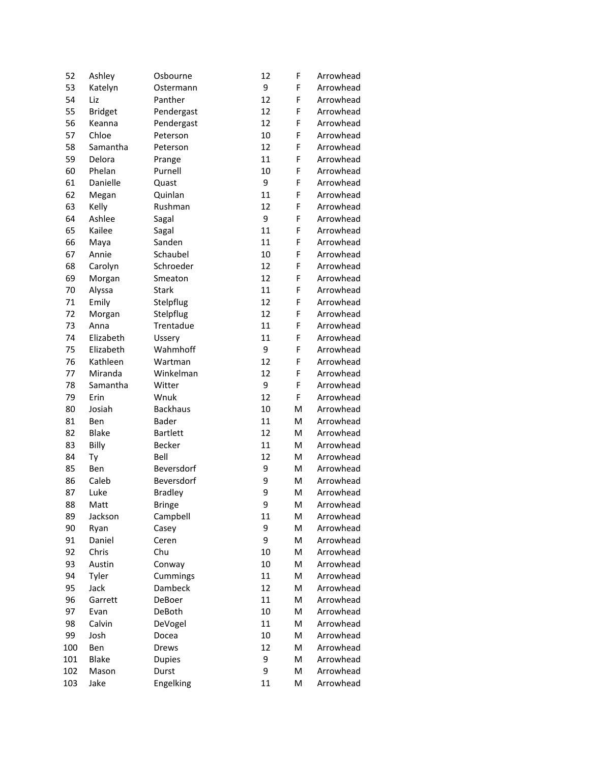| | | | | | |
|---|---|---|---|---|---|
| 52 | Ashley | Osbourne | 12 | F | Arrowhead |
| 53 | Katelyn | Ostermann | 9 | F | Arrowhead |
| 54 | Liz | Panther | 12 | F | Arrowhead |
| 55 | Bridget | Pendergast | 12 | F | Arrowhead |
| 56 | Keanna | Pendergast | 12 | F | Arrowhead |
| 57 | Chloe | Peterson | 10 | F | Arrowhead |
| 58 | Samantha | Peterson | 12 | F | Arrowhead |
| 59 | Delora | Prange | 11 | F | Arrowhead |
| 60 | Phelan | Purnell | 10 | F | Arrowhead |
| 61 | Danielle | Quast | 9 | F | Arrowhead |
| 62 | Megan | Quinlan | 11 | F | Arrowhead |
| 63 | Kelly | Rushman | 12 | F | Arrowhead |
| 64 | Ashlee | Sagal | 9 | F | Arrowhead |
| 65 | Kailee | Sagal | 11 | F | Arrowhead |
| 66 | Maya | Sanden | 11 | F | Arrowhead |
| 67 | Annie | Schaubel | 10 | F | Arrowhead |
| 68 | Carolyn | Schroeder | 12 | F | Arrowhead |
| 69 | Morgan | Smeaton | 12 | F | Arrowhead |
| 70 | Alyssa | Stark | 11 | F | Arrowhead |
| 71 | Emily | Stelpflug | 12 | F | Arrowhead |
| 72 | Morgan | Stelpflug | 12 | F | Arrowhead |
| 73 | Anna | Trentadue | 11 | F | Arrowhead |
| 74 | Elizabeth | Ussery | 11 | F | Arrowhead |
| 75 | Elizabeth | Wahmhoff | 9 | F | Arrowhead |
| 76 | Kathleen | Wartman | 12 | F | Arrowhead |
| 77 | Miranda | Winkelman | 12 | F | Arrowhead |
| 78 | Samantha | Witter | 9 | F | Arrowhead |
| 79 | Erin | Wnuk | 12 | F | Arrowhead |
| 80 | Josiah | Backhaus | 10 | M | Arrowhead |
| 81 | Ben | Bader | 11 | M | Arrowhead |
| 82 | Blake | Bartlett | 12 | M | Arrowhead |
| 83 | Billy | Becker | 11 | M | Arrowhead |
| 84 | Ty | Bell | 12 | M | Arrowhead |
| 85 | Ben | Beversdorf | 9 | M | Arrowhead |
| 86 | Caleb | Beversdorf | 9 | M | Arrowhead |
| 87 | Luke | Bradley | 9 | M | Arrowhead |
| 88 | Matt | Bringe | 9 | M | Arrowhead |
| 89 | Jackson | Campbell | 11 | M | Arrowhead |
| 90 | Ryan | Casey | 9 | M | Arrowhead |
| 91 | Daniel | Ceren | 9 | M | Arrowhead |
| 92 | Chris | Chu | 10 | M | Arrowhead |
| 93 | Austin | Conway | 10 | M | Arrowhead |
| 94 | Tyler | Cummings | 11 | M | Arrowhead |
| 95 | Jack | Dambeck | 12 | M | Arrowhead |
| 96 | Garrett | DeBoer | 11 | M | Arrowhead |
| 97 | Evan | DeBoth | 10 | M | Arrowhead |
| 98 | Calvin | DeVogel | 11 | M | Arrowhead |
| 99 | Josh | Docea | 10 | M | Arrowhead |
| 100 | Ben | Drews | 12 | M | Arrowhead |
| 101 | Blake | Dupies | 9 | M | Arrowhead |
| 102 | Mason | Durst | 9 | M | Arrowhead |
| 103 | Jake | Engelking | 11 | M | Arrowhead |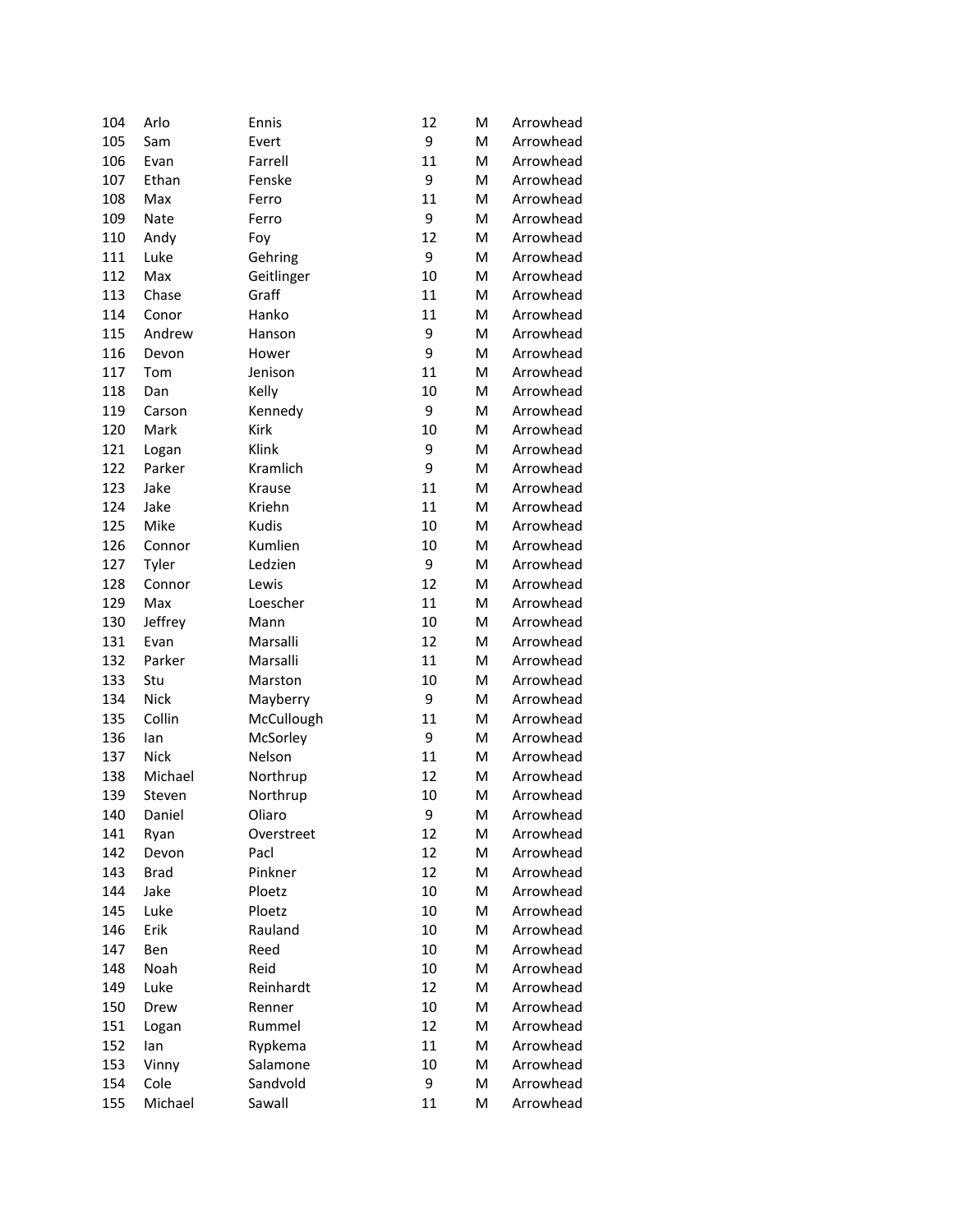| | | | | | |
|---|---|---|---|---|---|
| 104 | Arlo | Ennis | 12 | M | Arrowhead |
| 105 | Sam | Evert | 9 | M | Arrowhead |
| 106 | Evan | Farrell | 11 | M | Arrowhead |
| 107 | Ethan | Fenske | 9 | M | Arrowhead |
| 108 | Max | Ferro | 11 | M | Arrowhead |
| 109 | Nate | Ferro | 9 | M | Arrowhead |
| 110 | Andy | Foy | 12 | M | Arrowhead |
| 111 | Luke | Gehring | 9 | M | Arrowhead |
| 112 | Max | Geitlinger | 10 | M | Arrowhead |
| 113 | Chase | Graff | 11 | M | Arrowhead |
| 114 | Conor | Hanko | 11 | M | Arrowhead |
| 115 | Andrew | Hanson | 9 | M | Arrowhead |
| 116 | Devon | Hower | 9 | M | Arrowhead |
| 117 | Tom | Jenison | 11 | M | Arrowhead |
| 118 | Dan | Kelly | 10 | M | Arrowhead |
| 119 | Carson | Kennedy | 9 | M | Arrowhead |
| 120 | Mark | Kirk | 10 | M | Arrowhead |
| 121 | Logan | Klink | 9 | M | Arrowhead |
| 122 | Parker | Kramlich | 9 | M | Arrowhead |
| 123 | Jake | Krause | 11 | M | Arrowhead |
| 124 | Jake | Kriehn | 11 | M | Arrowhead |
| 125 | Mike | Kudis | 10 | M | Arrowhead |
| 126 | Connor | Kumlien | 10 | M | Arrowhead |
| 127 | Tyler | Ledzien | 9 | M | Arrowhead |
| 128 | Connor | Lewis | 12 | M | Arrowhead |
| 129 | Max | Loescher | 11 | M | Arrowhead |
| 130 | Jeffrey | Mann | 10 | M | Arrowhead |
| 131 | Evan | Marsalli | 12 | M | Arrowhead |
| 132 | Parker | Marsalli | 11 | M | Arrowhead |
| 133 | Stu | Marston | 10 | M | Arrowhead |
| 134 | Nick | Mayberry | 9 | M | Arrowhead |
| 135 | Collin | McCullough | 11 | M | Arrowhead |
| 136 | Ian | McSorley | 9 | M | Arrowhead |
| 137 | Nick | Nelson | 11 | M | Arrowhead |
| 138 | Michael | Northrup | 12 | M | Arrowhead |
| 139 | Steven | Northrup | 10 | M | Arrowhead |
| 140 | Daniel | Oliaro | 9 | M | Arrowhead |
| 141 | Ryan | Overstreet | 12 | M | Arrowhead |
| 142 | Devon | Pacl | 12 | M | Arrowhead |
| 143 | Brad | Pinkner | 12 | M | Arrowhead |
| 144 | Jake | Ploetz | 10 | M | Arrowhead |
| 145 | Luke | Ploetz | 10 | M | Arrowhead |
| 146 | Erik | Rauland | 10 | M | Arrowhead |
| 147 | Ben | Reed | 10 | M | Arrowhead |
| 148 | Noah | Reid | 10 | M | Arrowhead |
| 149 | Luke | Reinhardt | 12 | M | Arrowhead |
| 150 | Drew | Renner | 10 | M | Arrowhead |
| 151 | Logan | Rummel | 12 | M | Arrowhead |
| 152 | Ian | Rypkema | 11 | M | Arrowhead |
| 153 | Vinny | Salamone | 10 | M | Arrowhead |
| 154 | Cole | Sandvold | 9 | M | Arrowhead |
| 155 | Michael | Sawall | 11 | M | Arrowhead |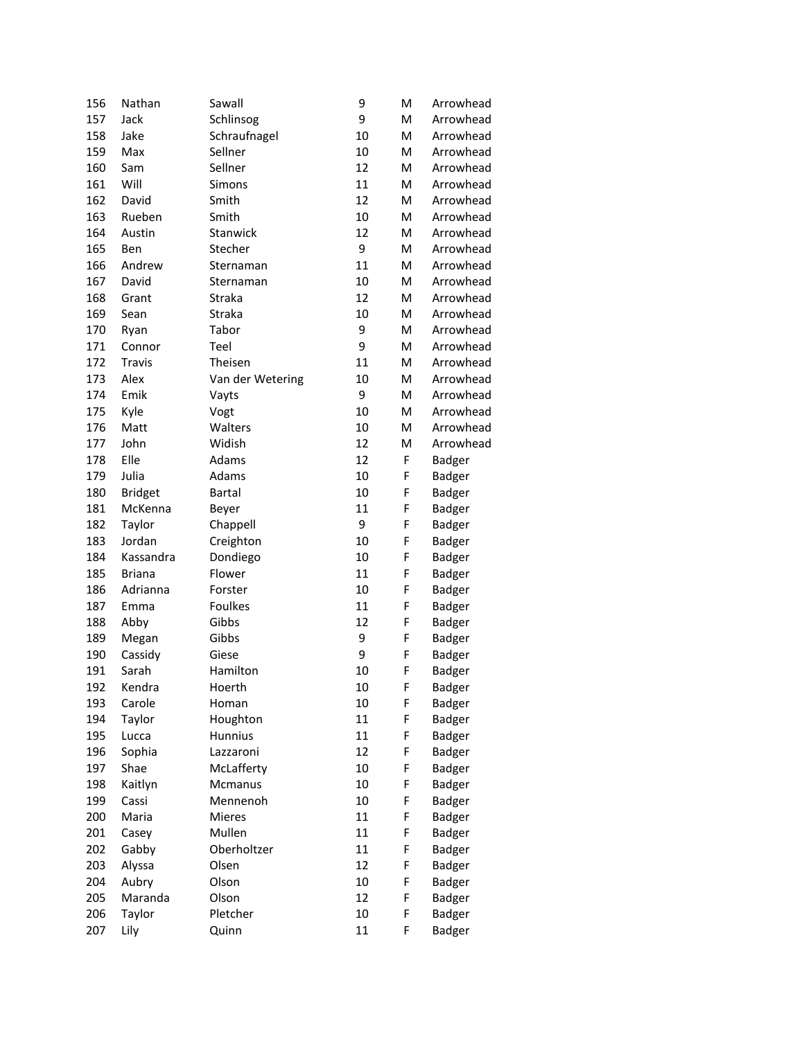| | | | | | |
|---|---|---|---|---|---|
| 156 | Nathan | Sawall | 9 | M | Arrowhead |
| 157 | Jack | Schlinsog | 9 | M | Arrowhead |
| 158 | Jake | Schraufnagel | 10 | M | Arrowhead |
| 159 | Max | Sellner | 10 | M | Arrowhead |
| 160 | Sam | Sellner | 12 | M | Arrowhead |
| 161 | Will | Simons | 11 | M | Arrowhead |
| 162 | David | Smith | 12 | M | Arrowhead |
| 163 | Rueben | Smith | 10 | M | Arrowhead |
| 164 | Austin | Stanwick | 12 | M | Arrowhead |
| 165 | Ben | Stecher | 9 | M | Arrowhead |
| 166 | Andrew | Sternaman | 11 | M | Arrowhead |
| 167 | David | Sternaman | 10 | M | Arrowhead |
| 168 | Grant | Straka | 12 | M | Arrowhead |
| 169 | Sean | Straka | 10 | M | Arrowhead |
| 170 | Ryan | Tabor | 9 | M | Arrowhead |
| 171 | Connor | Teel | 9 | M | Arrowhead |
| 172 | Travis | Theisen | 11 | M | Arrowhead |
| 173 | Alex | Van der Wetering | 10 | M | Arrowhead |
| 174 | Emik | Vayts | 9 | M | Arrowhead |
| 175 | Kyle | Vogt | 10 | M | Arrowhead |
| 176 | Matt | Walters | 10 | M | Arrowhead |
| 177 | John | Widish | 12 | M | Arrowhead |
| 178 | Elle | Adams | 12 | F | Badger |
| 179 | Julia | Adams | 10 | F | Badger |
| 180 | Bridget | Bartal | 10 | F | Badger |
| 181 | McKenna | Beyer | 11 | F | Badger |
| 182 | Taylor | Chappell | 9 | F | Badger |
| 183 | Jordan | Creighton | 10 | F | Badger |
| 184 | Kassandra | Dondiego | 10 | F | Badger |
| 185 | Briana | Flower | 11 | F | Badger |
| 186 | Adrianna | Forster | 10 | F | Badger |
| 187 | Emma | Foulkes | 11 | F | Badger |
| 188 | Abby | Gibbs | 12 | F | Badger |
| 189 | Megan | Gibbs | 9 | F | Badger |
| 190 | Cassidy | Giese | 9 | F | Badger |
| 191 | Sarah | Hamilton | 10 | F | Badger |
| 192 | Kendra | Hoerth | 10 | F | Badger |
| 193 | Carole | Homan | 10 | F | Badger |
| 194 | Taylor | Houghton | 11 | F | Badger |
| 195 | Lucca | Hunnius | 11 | F | Badger |
| 196 | Sophia | Lazzaroni | 12 | F | Badger |
| 197 | Shae | McLafferty | 10 | F | Badger |
| 198 | Kaitlyn | Mcmanus | 10 | F | Badger |
| 199 | Cassi | Mennenoh | 10 | F | Badger |
| 200 | Maria | Mieres | 11 | F | Badger |
| 201 | Casey | Mullen | 11 | F | Badger |
| 202 | Gabby | Oberholtzer | 11 | F | Badger |
| 203 | Alyssa | Olsen | 12 | F | Badger |
| 204 | Aubry | Olson | 10 | F | Badger |
| 205 | Maranda | Olson | 12 | F | Badger |
| 206 | Taylor | Pletcher | 10 | F | Badger |
| 207 | Lily | Quinn | 11 | F | Badger |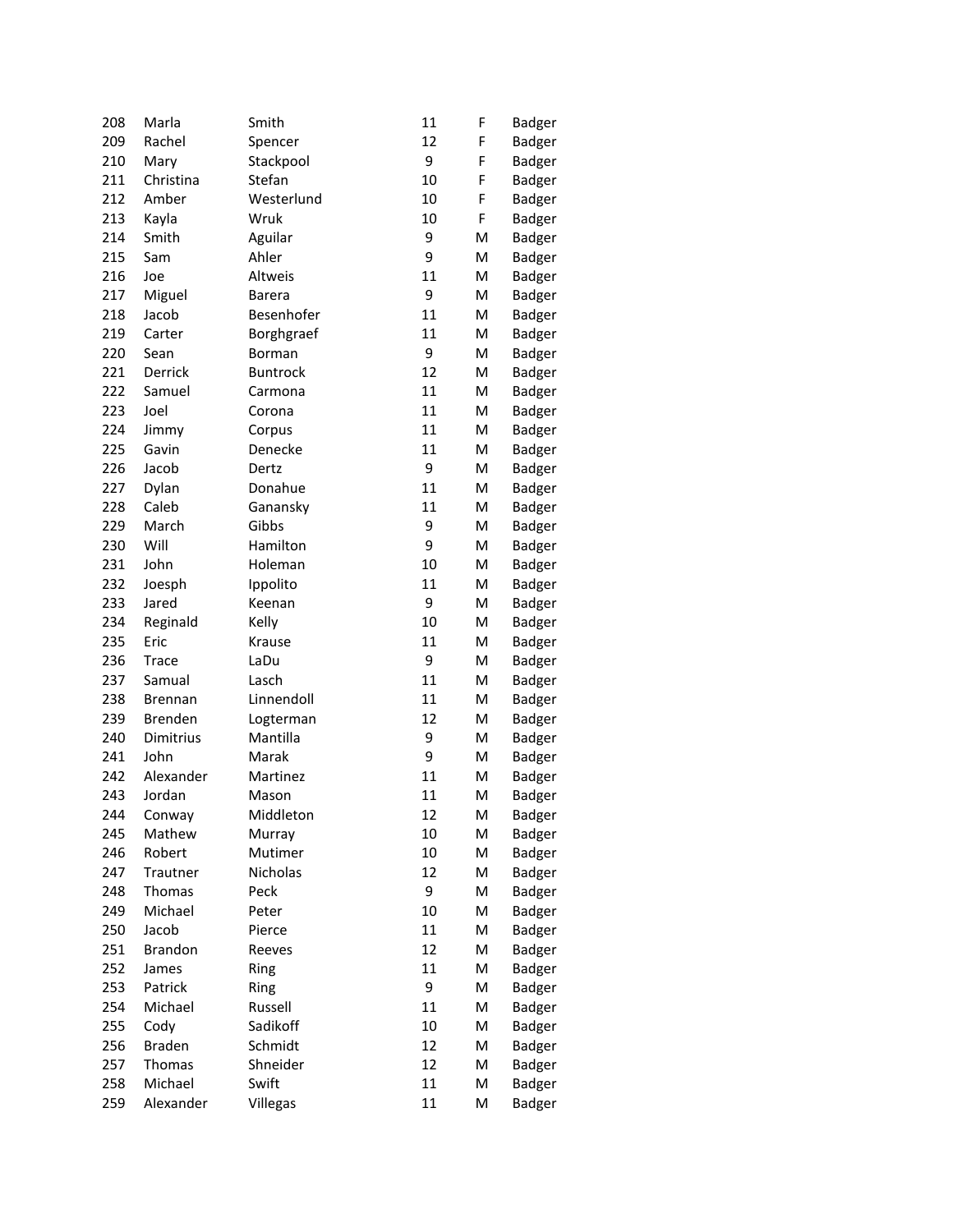| | | | | | |
|---|---|---|---|---|---|
| 208 | Marla | Smith | 11 | F | Badger |
| 209 | Rachel | Spencer | 12 | F | Badger |
| 210 | Mary | Stackpool | 9 | F | Badger |
| 211 | Christina | Stefan | 10 | F | Badger |
| 212 | Amber | Westerlund | 10 | F | Badger |
| 213 | Kayla | Wruk | 10 | F | Badger |
| 214 | Smith | Aguilar | 9 | M | Badger |
| 215 | Sam | Ahler | 9 | M | Badger |
| 216 | Joe | Altweis | 11 | M | Badger |
| 217 | Miguel | Barera | 9 | M | Badger |
| 218 | Jacob | Besenhofer | 11 | M | Badger |
| 219 | Carter | Borghgraef | 11 | M | Badger |
| 220 | Sean | Borman | 9 | M | Badger |
| 221 | Derrick | Buntrock | 12 | M | Badger |
| 222 | Samuel | Carmona | 11 | M | Badger |
| 223 | Joel | Corona | 11 | M | Badger |
| 224 | Jimmy | Corpus | 11 | M | Badger |
| 225 | Gavin | Denecke | 11 | M | Badger |
| 226 | Jacob | Dertz | 9 | M | Badger |
| 227 | Dylan | Donahue | 11 | M | Badger |
| 228 | Caleb | Ganansky | 11 | M | Badger |
| 229 | March | Gibbs | 9 | M | Badger |
| 230 | Will | Hamilton | 9 | M | Badger |
| 231 | John | Holeman | 10 | M | Badger |
| 232 | Joesph | Ippolito | 11 | M | Badger |
| 233 | Jared | Keenan | 9 | M | Badger |
| 234 | Reginald | Kelly | 10 | M | Badger |
| 235 | Eric | Krause | 11 | M | Badger |
| 236 | Trace | LaDu | 9 | M | Badger |
| 237 | Samual | Lasch | 11 | M | Badger |
| 238 | Brennan | Linnendoll | 11 | M | Badger |
| 239 | Brenden | Logterman | 12 | M | Badger |
| 240 | Dimitrius | Mantilla | 9 | M | Badger |
| 241 | John | Marak | 9 | M | Badger |
| 242 | Alexander | Martinez | 11 | M | Badger |
| 243 | Jordan | Mason | 11 | M | Badger |
| 244 | Conway | Middleton | 12 | M | Badger |
| 245 | Mathew | Murray | 10 | M | Badger |
| 246 | Robert | Mutimer | 10 | M | Badger |
| 247 | Trautner | Nicholas | 12 | M | Badger |
| 248 | Thomas | Peck | 9 | M | Badger |
| 249 | Michael | Peter | 10 | M | Badger |
| 250 | Jacob | Pierce | 11 | M | Badger |
| 251 | Brandon | Reeves | 12 | M | Badger |
| 252 | James | Ring | 11 | M | Badger |
| 253 | Patrick | Ring | 9 | M | Badger |
| 254 | Michael | Russell | 11 | M | Badger |
| 255 | Cody | Sadikoff | 10 | M | Badger |
| 256 | Braden | Schmidt | 12 | M | Badger |
| 257 | Thomas | Shneider | 12 | M | Badger |
| 258 | Michael | Swift | 11 | M | Badger |
| 259 | Alexander | Villegas | 11 | M | Badger |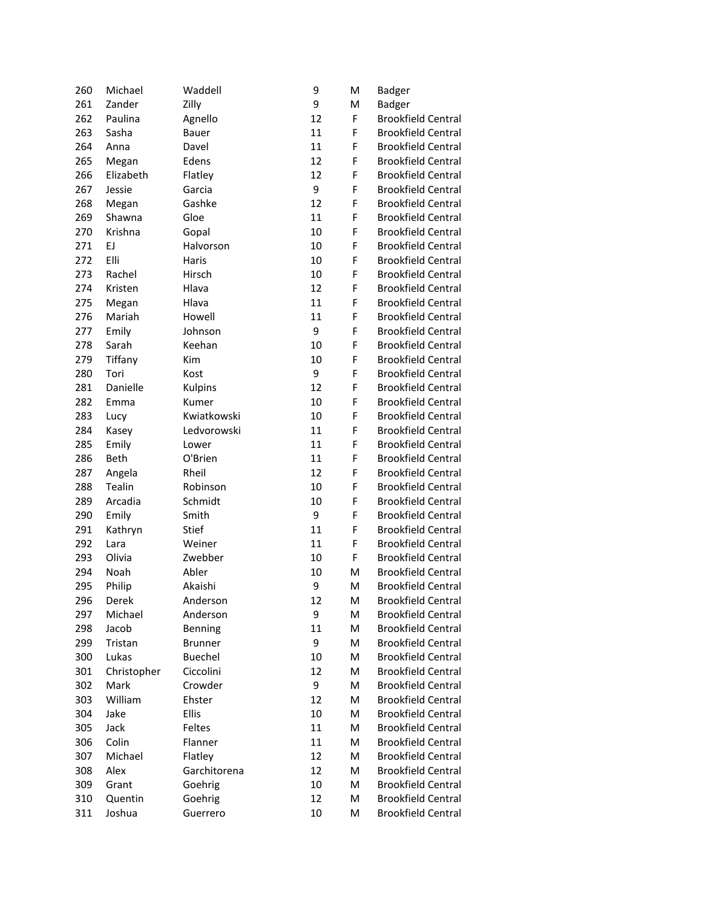| | | | | | |
|---|---|---|---|---|---|
| 260 | Michael | Waddell | 9 | M | Badger |
| 261 | Zander | Zilly | 9 | M | Badger |
| 262 | Paulina | Agnello | 12 | F | Brookfield Central |
| 263 | Sasha | Bauer | 11 | F | Brookfield Central |
| 264 | Anna | Davel | 11 | F | Brookfield Central |
| 265 | Megan | Edens | 12 | F | Brookfield Central |
| 266 | Elizabeth | Flatley | 12 | F | Brookfield Central |
| 267 | Jessie | Garcia | 9 | F | Brookfield Central |
| 268 | Megan | Gashke | 12 | F | Brookfield Central |
| 269 | Shawna | Gloe | 11 | F | Brookfield Central |
| 270 | Krishna | Gopal | 10 | F | Brookfield Central |
| 271 | EJ | Halvorson | 10 | F | Brookfield Central |
| 272 | Elli | Haris | 10 | F | Brookfield Central |
| 273 | Rachel | Hirsch | 10 | F | Brookfield Central |
| 274 | Kristen | Hlava | 12 | F | Brookfield Central |
| 275 | Megan | Hlava | 11 | F | Brookfield Central |
| 276 | Mariah | Howell | 11 | F | Brookfield Central |
| 277 | Emily | Johnson | 9 | F | Brookfield Central |
| 278 | Sarah | Keehan | 10 | F | Brookfield Central |
| 279 | Tiffany | Kim | 10 | F | Brookfield Central |
| 280 | Tori | Kost | 9 | F | Brookfield Central |
| 281 | Danielle | Kulpins | 12 | F | Brookfield Central |
| 282 | Emma | Kumer | 10 | F | Brookfield Central |
| 283 | Lucy | Kwiatkowski | 10 | F | Brookfield Central |
| 284 | Kasey | Ledvorowski | 11 | F | Brookfield Central |
| 285 | Emily | Lower | 11 | F | Brookfield Central |
| 286 | Beth | O'Brien | 11 | F | Brookfield Central |
| 287 | Angela | Rheil | 12 | F | Brookfield Central |
| 288 | Tealin | Robinson | 10 | F | Brookfield Central |
| 289 | Arcadia | Schmidt | 10 | F | Brookfield Central |
| 290 | Emily | Smith | 9 | F | Brookfield Central |
| 291 | Kathryn | Stief | 11 | F | Brookfield Central |
| 292 | Lara | Weiner | 11 | F | Brookfield Central |
| 293 | Olivia | Zwebber | 10 | F | Brookfield Central |
| 294 | Noah | Abler | 10 | M | Brookfield Central |
| 295 | Philip | Akaishi | 9 | M | Brookfield Central |
| 296 | Derek | Anderson | 12 | M | Brookfield Central |
| 297 | Michael | Anderson | 9 | M | Brookfield Central |
| 298 | Jacob | Benning | 11 | M | Brookfield Central |
| 299 | Tristan | Brunner | 9 | M | Brookfield Central |
| 300 | Lukas | Buechel | 10 | M | Brookfield Central |
| 301 | Christopher | Ciccolini | 12 | M | Brookfield Central |
| 302 | Mark | Crowder | 9 | M | Brookfield Central |
| 303 | William | Ehster | 12 | M | Brookfield Central |
| 304 | Jake | Ellis | 10 | M | Brookfield Central |
| 305 | Jack | Feltes | 11 | M | Brookfield Central |
| 306 | Colin | Flanner | 11 | M | Brookfield Central |
| 307 | Michael | Flatley | 12 | M | Brookfield Central |
| 308 | Alex | Garchitorena | 12 | M | Brookfield Central |
| 309 | Grant | Goehrig | 10 | M | Brookfield Central |
| 310 | Quentin | Goehrig | 12 | M | Brookfield Central |
| 311 | Joshua | Guerrero | 10 | M | Brookfield Central |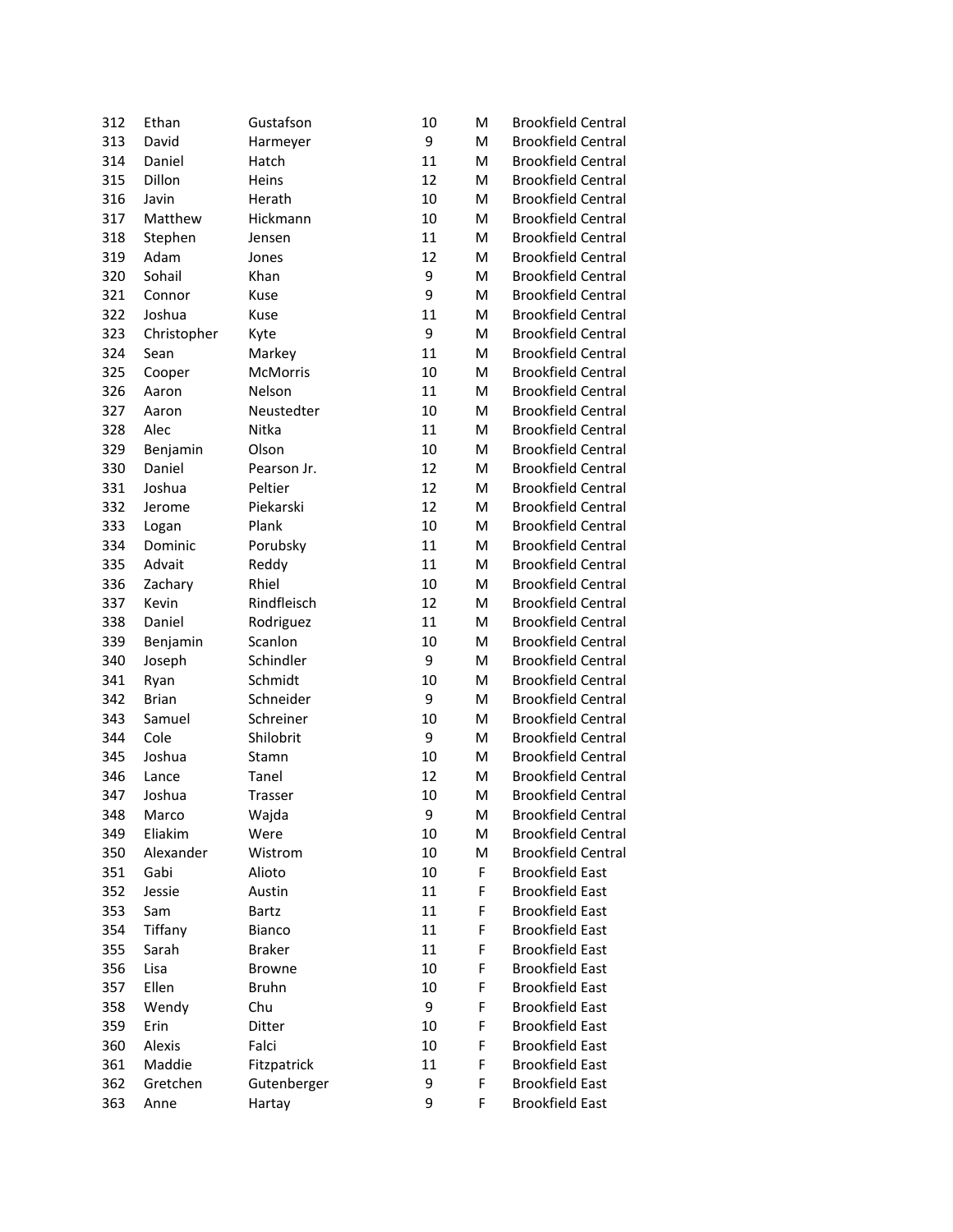| | | | | | |
|---|---|---|---|---|---|
| 312 | Ethan | Gustafson | 10 | M | Brookfield Central |
| 313 | David | Harmeyer | 9 | M | Brookfield Central |
| 314 | Daniel | Hatch | 11 | M | Brookfield Central |
| 315 | Dillon | Heins | 12 | M | Brookfield Central |
| 316 | Javin | Herath | 10 | M | Brookfield Central |
| 317 | Matthew | Hickmann | 10 | M | Brookfield Central |
| 318 | Stephen | Jensen | 11 | M | Brookfield Central |
| 319 | Adam | Jones | 12 | M | Brookfield Central |
| 320 | Sohail | Khan | 9 | M | Brookfield Central |
| 321 | Connor | Kuse | 9 | M | Brookfield Central |
| 322 | Joshua | Kuse | 11 | M | Brookfield Central |
| 323 | Christopher | Kyte | 9 | M | Brookfield Central |
| 324 | Sean | Markey | 11 | M | Brookfield Central |
| 325 | Cooper | McMorris | 10 | M | Brookfield Central |
| 326 | Aaron | Nelson | 11 | M | Brookfield Central |
| 327 | Aaron | Neustedter | 10 | M | Brookfield Central |
| 328 | Alec | Nitka | 11 | M | Brookfield Central |
| 329 | Benjamin | Olson | 10 | M | Brookfield Central |
| 330 | Daniel | Pearson Jr. | 12 | M | Brookfield Central |
| 331 | Joshua | Peltier | 12 | M | Brookfield Central |
| 332 | Jerome | Piekarski | 12 | M | Brookfield Central |
| 333 | Logan | Plank | 10 | M | Brookfield Central |
| 334 | Dominic | Porubsky | 11 | M | Brookfield Central |
| 335 | Advait | Reddy | 11 | M | Brookfield Central |
| 336 | Zachary | Rhiel | 10 | M | Brookfield Central |
| 337 | Kevin | Rindfleisch | 12 | M | Brookfield Central |
| 338 | Daniel | Rodriguez | 11 | M | Brookfield Central |
| 339 | Benjamin | Scanlon | 10 | M | Brookfield Central |
| 340 | Joseph | Schindler | 9 | M | Brookfield Central |
| 341 | Ryan | Schmidt | 10 | M | Brookfield Central |
| 342 | Brian | Schneider | 9 | M | Brookfield Central |
| 343 | Samuel | Schreiner | 10 | M | Brookfield Central |
| 344 | Cole | Shilobrit | 9 | M | Brookfield Central |
| 345 | Joshua | Stamn | 10 | M | Brookfield Central |
| 346 | Lance | Tanel | 12 | M | Brookfield Central |
| 347 | Joshua | Trasser | 10 | M | Brookfield Central |
| 348 | Marco | Wajda | 9 | M | Brookfield Central |
| 349 | Eliakim | Were | 10 | M | Brookfield Central |
| 350 | Alexander | Wistrom | 10 | M | Brookfield Central |
| 351 | Gabi | Alioto | 10 | F | Brookfield East |
| 352 | Jessie | Austin | 11 | F | Brookfield East |
| 353 | Sam | Bartz | 11 | F | Brookfield East |
| 354 | Tiffany | Bianco | 11 | F | Brookfield East |
| 355 | Sarah | Braker | 11 | F | Brookfield East |
| 356 | Lisa | Browne | 10 | F | Brookfield East |
| 357 | Ellen | Bruhn | 10 | F | Brookfield East |
| 358 | Wendy | Chu | 9 | F | Brookfield East |
| 359 | Erin | Ditter | 10 | F | Brookfield East |
| 360 | Alexis | Falci | 10 | F | Brookfield East |
| 361 | Maddie | Fitzpatrick | 11 | F | Brookfield East |
| 362 | Gretchen | Gutenberger | 9 | F | Brookfield East |
| 363 | Anne | Hartay | 9 | F | Brookfield East |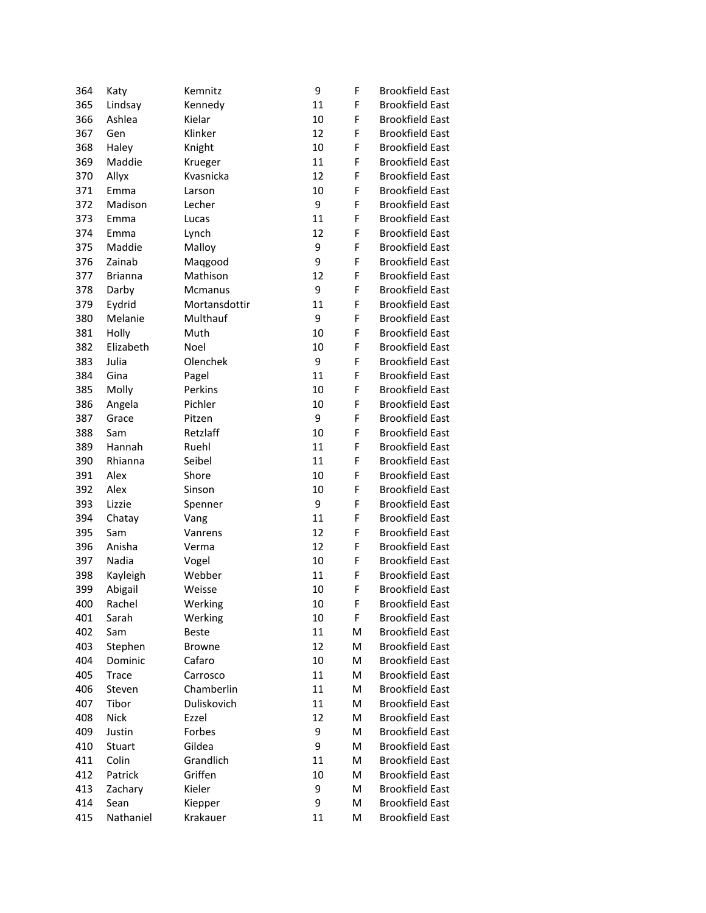| | | | | | |
|---|---|---|---|---|---|
| 364 | Katy | Kemnitz | 9 | F | Brookfield East |
| 365 | Lindsay | Kennedy | 11 | F | Brookfield East |
| 366 | Ashlea | Kielar | 10 | F | Brookfield East |
| 367 | Gen | Klinker | 12 | F | Brookfield East |
| 368 | Haley | Knight | 10 | F | Brookfield East |
| 369 | Maddie | Krueger | 11 | F | Brookfield East |
| 370 | Allyx | Kvasnicka | 12 | F | Brookfield East |
| 371 | Emma | Larson | 10 | F | Brookfield East |
| 372 | Madison | Lecher | 9 | F | Brookfield East |
| 373 | Emma | Lucas | 11 | F | Brookfield East |
| 374 | Emma | Lynch | 12 | F | Brookfield East |
| 375 | Maddie | Malloy | 9 | F | Brookfield East |
| 376 | Zainab | Maqgood | 9 | F | Brookfield East |
| 377 | Brianna | Mathison | 12 | F | Brookfield East |
| 378 | Darby | Mcmanus | 9 | F | Brookfield East |
| 379 | Eydrid | Mortansdottir | 11 | F | Brookfield East |
| 380 | Melanie | Multhauf | 9 | F | Brookfield East |
| 381 | Holly | Muth | 10 | F | Brookfield East |
| 382 | Elizabeth | Noel | 10 | F | Brookfield East |
| 383 | Julia | Olenchek | 9 | F | Brookfield East |
| 384 | Gina | Pagel | 11 | F | Brookfield East |
| 385 | Molly | Perkins | 10 | F | Brookfield East |
| 386 | Angela | Pichler | 10 | F | Brookfield East |
| 387 | Grace | Pitzen | 9 | F | Brookfield East |
| 388 | Sam | Retzlaff | 10 | F | Brookfield East |
| 389 | Hannah | Ruehl | 11 | F | Brookfield East |
| 390 | Rhianna | Seibel | 11 | F | Brookfield East |
| 391 | Alex | Shore | 10 | F | Brookfield East |
| 392 | Alex | Sinson | 10 | F | Brookfield East |
| 393 | Lizzie | Spenner | 9 | F | Brookfield East |
| 394 | Chatay | Vang | 11 | F | Brookfield East |
| 395 | Sam | Vanrens | 12 | F | Brookfield East |
| 396 | Anisha | Verma | 12 | F | Brookfield East |
| 397 | Nadia | Vogel | 10 | F | Brookfield East |
| 398 | Kayleigh | Webber | 11 | F | Brookfield East |
| 399 | Abigail | Weisse | 10 | F | Brookfield East |
| 400 | Rachel | Werking | 10 | F | Brookfield East |
| 401 | Sarah | Werking | 10 | F | Brookfield East |
| 402 | Sam | Beste | 11 | M | Brookfield East |
| 403 | Stephen | Browne | 12 | M | Brookfield East |
| 404 | Dominic | Cafaro | 10 | M | Brookfield East |
| 405 | Trace | Carrosco | 11 | M | Brookfield East |
| 406 | Steven | Chamberlin | 11 | M | Brookfield East |
| 407 | Tibor | Duliskovich | 11 | M | Brookfield East |
| 408 | Nick | Ezzel | 12 | M | Brookfield East |
| 409 | Justin | Forbes | 9 | M | Brookfield East |
| 410 | Stuart | Gildea | 9 | M | Brookfield East |
| 411 | Colin | Grandlich | 11 | M | Brookfield East |
| 412 | Patrick | Griffen | 10 | M | Brookfield East |
| 413 | Zachary | Kieler | 9 | M | Brookfield East |
| 414 | Sean | Kiepper | 9 | M | Brookfield East |
| 415 | Nathaniel | Krakauer | 11 | M | Brookfield East |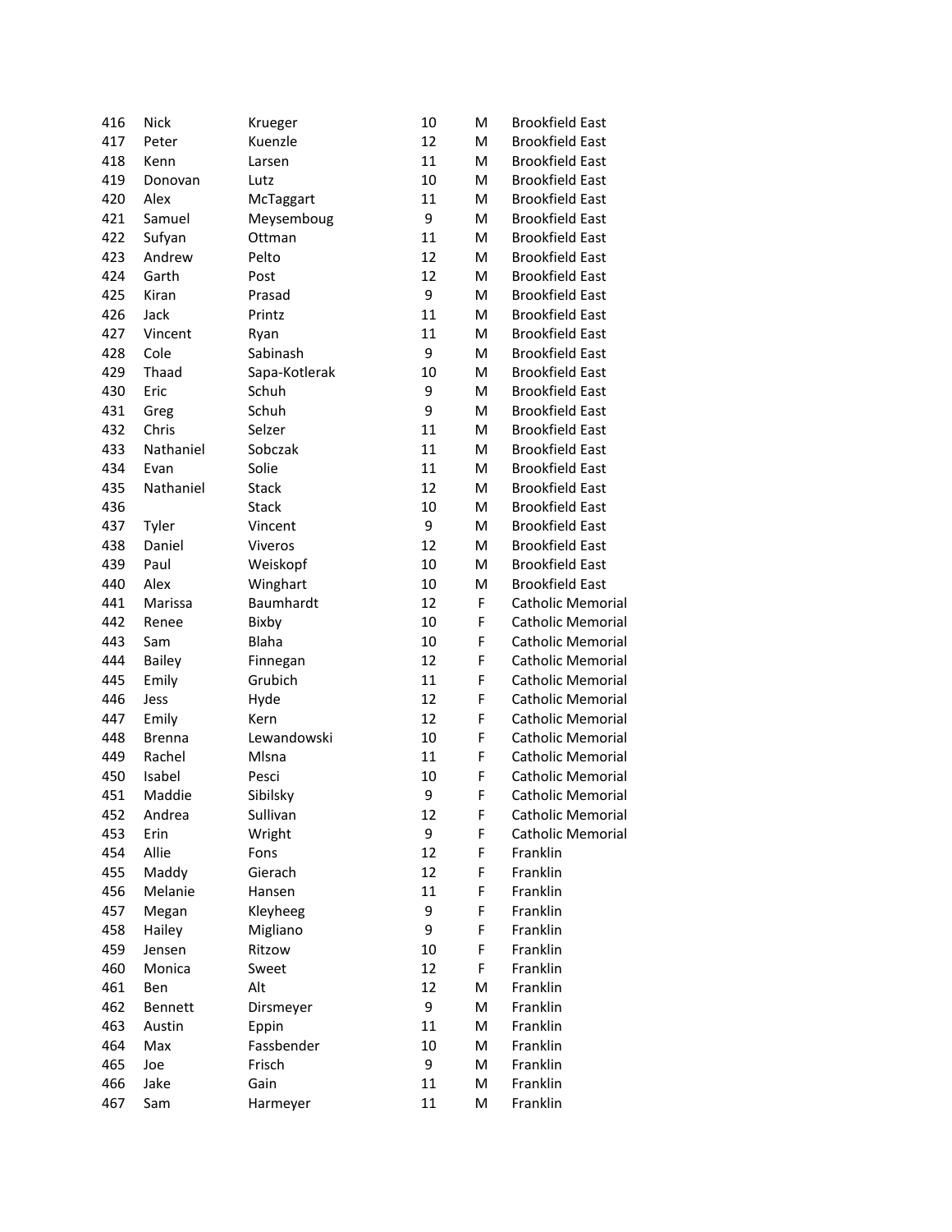| | | | | | |
|---|---|---|---|---|---|
| 416 | Nick | Krueger | 10 | M | Brookfield East |
| 417 | Peter | Kuenzle | 12 | M | Brookfield East |
| 418 | Kenn | Larsen | 11 | M | Brookfield East |
| 419 | Donovan | Lutz | 10 | M | Brookfield East |
| 420 | Alex | McTaggart | 11 | M | Brookfield East |
| 421 | Samuel | Meysemboug | 9 | M | Brookfield East |
| 422 | Sufyan | Ottman | 11 | M | Brookfield East |
| 423 | Andrew | Pelto | 12 | M | Brookfield East |
| 424 | Garth | Post | 12 | M | Brookfield East |
| 425 | Kiran | Prasad | 9 | M | Brookfield East |
| 426 | Jack | Printz | 11 | M | Brookfield East |
| 427 | Vincent | Ryan | 11 | M | Brookfield East |
| 428 | Cole | Sabinash | 9 | M | Brookfield East |
| 429 | Thaad | Sapa-Kotlerak | 10 | M | Brookfield East |
| 430 | Eric | Schuh | 9 | M | Brookfield East |
| 431 | Greg | Schuh | 9 | M | Brookfield East |
| 432 | Chris | Selzer | 11 | M | Brookfield East |
| 433 | Nathaniel | Sobczak | 11 | M | Brookfield East |
| 434 | Evan | Solie | 11 | M | Brookfield East |
| 435 | Nathaniel | Stack | 12 | M | Brookfield East |
| 436 | | Stack | 10 | M | Brookfield East |
| 437 | Tyler | Vincent | 9 | M | Brookfield East |
| 438 | Daniel | Viveros | 12 | M | Brookfield East |
| 439 | Paul | Weiskopf | 10 | M | Brookfield East |
| 440 | Alex | Winghart | 10 | M | Brookfield East |
| 441 | Marissa | Baumhardt | 12 | F | Catholic Memorial |
| 442 | Renee | Bixby | 10 | F | Catholic Memorial |
| 443 | Sam | Blaha | 10 | F | Catholic Memorial |
| 444 | Bailey | Finnegan | 12 | F | Catholic Memorial |
| 445 | Emily | Grubich | 11 | F | Catholic Memorial |
| 446 | Jess | Hyde | 12 | F | Catholic Memorial |
| 447 | Emily | Kern | 12 | F | Catholic Memorial |
| 448 | Brenna | Lewandowski | 10 | F | Catholic Memorial |
| 449 | Rachel | Mlsna | 11 | F | Catholic Memorial |
| 450 | Isabel | Pesci | 10 | F | Catholic Memorial |
| 451 | Maddie | Sibilsky | 9 | F | Catholic Memorial |
| 452 | Andrea | Sullivan | 12 | F | Catholic Memorial |
| 453 | Erin | Wright | 9 | F | Catholic Memorial |
| 454 | Allie | Fons | 12 | F | Franklin |
| 455 | Maddy | Gierach | 12 | F | Franklin |
| 456 | Melanie | Hansen | 11 | F | Franklin |
| 457 | Megan | Kleyheeg | 9 | F | Franklin |
| 458 | Hailey | Migliano | 9 | F | Franklin |
| 459 | Jensen | Ritzow | 10 | F | Franklin |
| 460 | Monica | Sweet | 12 | F | Franklin |
| 461 | Ben | Alt | 12 | M | Franklin |
| 462 | Bennett | Dirsmeyer | 9 | M | Franklin |
| 463 | Austin | Eppin | 11 | M | Franklin |
| 464 | Max | Fassbender | 10 | M | Franklin |
| 465 | Joe | Frisch | 9 | M | Franklin |
| 466 | Jake | Gain | 11 | M | Franklin |
| 467 | Sam | Harmeyer | 11 | M | Franklin |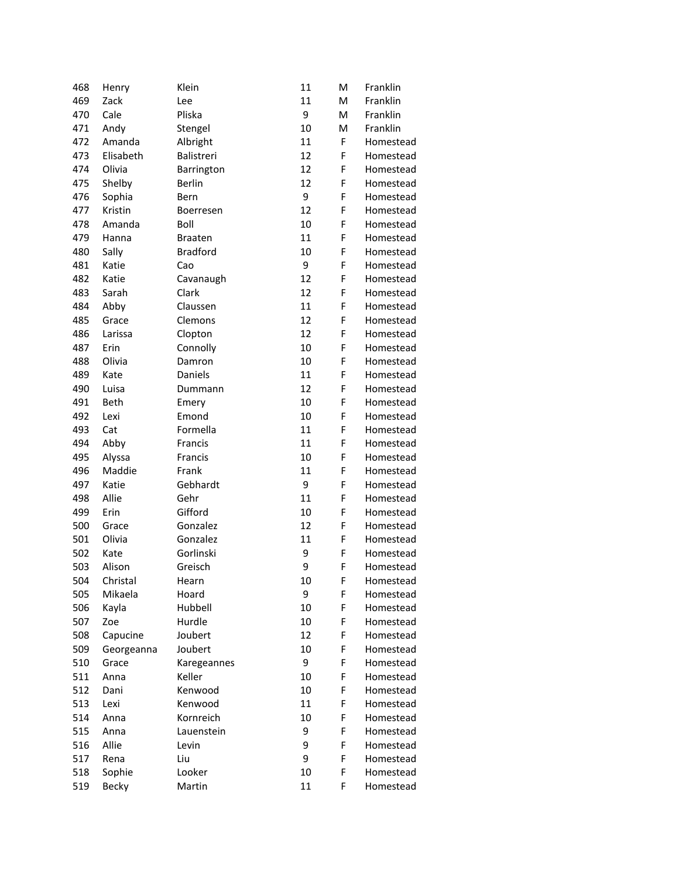| | | | | | |
|---|---|---|---|---|---|
| 468 | Henry | Klein | 11 | M | Franklin |
| 469 | Zack | Lee | 11 | M | Franklin |
| 470 | Cale | Pliska | 9 | M | Franklin |
| 471 | Andy | Stengel | 10 | M | Franklin |
| 472 | Amanda | Albright | 11 | F | Homestead |
| 473 | Elisabeth | Balistreri | 12 | F | Homestead |
| 474 | Olivia | Barrington | 12 | F | Homestead |
| 475 | Shelby | Berlin | 12 | F | Homestead |
| 476 | Sophia | Bern | 9 | F | Homestead |
| 477 | Kristin | Boerresen | 12 | F | Homestead |
| 478 | Amanda | Boll | 10 | F | Homestead |
| 479 | Hanna | Braaten | 11 | F | Homestead |
| 480 | Sally | Bradford | 10 | F | Homestead |
| 481 | Katie | Cao | 9 | F | Homestead |
| 482 | Katie | Cavanaugh | 12 | F | Homestead |
| 483 | Sarah | Clark | 12 | F | Homestead |
| 484 | Abby | Claussen | 11 | F | Homestead |
| 485 | Grace | Clemons | 12 | F | Homestead |
| 486 | Larissa | Clopton | 12 | F | Homestead |
| 487 | Erin | Connolly | 10 | F | Homestead |
| 488 | Olivia | Damron | 10 | F | Homestead |
| 489 | Kate | Daniels | 11 | F | Homestead |
| 490 | Luisa | Dummann | 12 | F | Homestead |
| 491 | Beth | Emery | 10 | F | Homestead |
| 492 | Lexi | Emond | 10 | F | Homestead |
| 493 | Cat | Formella | 11 | F | Homestead |
| 494 | Abby | Francis | 11 | F | Homestead |
| 495 | Alyssa | Francis | 10 | F | Homestead |
| 496 | Maddie | Frank | 11 | F | Homestead |
| 497 | Katie | Gebhardt | 9 | F | Homestead |
| 498 | Allie | Gehr | 11 | F | Homestead |
| 499 | Erin | Gifford | 10 | F | Homestead |
| 500 | Grace | Gonzalez | 12 | F | Homestead |
| 501 | Olivia | Gonzalez | 11 | F | Homestead |
| 502 | Kate | Gorlinski | 9 | F | Homestead |
| 503 | Alison | Greisch | 9 | F | Homestead |
| 504 | Christal | Hearn | 10 | F | Homestead |
| 505 | Mikaela | Hoard | 9 | F | Homestead |
| 506 | Kayla | Hubbell | 10 | F | Homestead |
| 507 | Zoe | Hurdle | 10 | F | Homestead |
| 508 | Capucine | Joubert | 12 | F | Homestead |
| 509 | Georgeanna | Joubert | 10 | F | Homestead |
| 510 | Grace | Karegeannes | 9 | F | Homestead |
| 511 | Anna | Keller | 10 | F | Homestead |
| 512 | Dani | Kenwood | 10 | F | Homestead |
| 513 | Lexi | Kenwood | 11 | F | Homestead |
| 514 | Anna | Kornreich | 10 | F | Homestead |
| 515 | Anna | Lauenstein | 9 | F | Homestead |
| 516 | Allie | Levin | 9 | F | Homestead |
| 517 | Rena | Liu | 9 | F | Homestead |
| 518 | Sophie | Looker | 10 | F | Homestead |
| 519 | Becky | Martin | 11 | F | Homestead |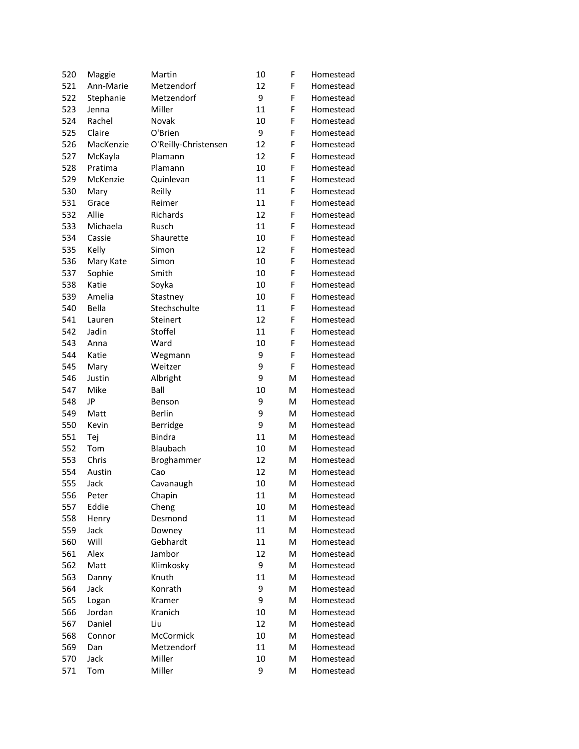| | | | | | |
|---|---|---|---|---|---|
| 520 | Maggie | Martin | 10 | F | Homestead |
| 521 | Ann-Marie | Metzendorf | 12 | F | Homestead |
| 522 | Stephanie | Metzendorf | 9 | F | Homestead |
| 523 | Jenna | Miller | 11 | F | Homestead |
| 524 | Rachel | Novak | 10 | F | Homestead |
| 525 | Claire | O'Brien | 9 | F | Homestead |
| 526 | MacKenzie | O'Reilly-Christensen | 12 | F | Homestead |
| 527 | McKayla | Plamann | 12 | F | Homestead |
| 528 | Pratima | Plamann | 10 | F | Homestead |
| 529 | McKenzie | Quinlevan | 11 | F | Homestead |
| 530 | Mary | Reilly | 11 | F | Homestead |
| 531 | Grace | Reimer | 11 | F | Homestead |
| 532 | Allie | Richards | 12 | F | Homestead |
| 533 | Michaela | Rusch | 11 | F | Homestead |
| 534 | Cassie | Shaurette | 10 | F | Homestead |
| 535 | Kelly | Simon | 12 | F | Homestead |
| 536 | Mary Kate | Simon | 10 | F | Homestead |
| 537 | Sophie | Smith | 10 | F | Homestead |
| 538 | Katie | Soyka | 10 | F | Homestead |
| 539 | Amelia | Stastney | 10 | F | Homestead |
| 540 | Bella | Stechschulte | 11 | F | Homestead |
| 541 | Lauren | Steinert | 12 | F | Homestead |
| 542 | Jadin | Stoffel | 11 | F | Homestead |
| 543 | Anna | Ward | 10 | F | Homestead |
| 544 | Katie | Wegmann | 9 | F | Homestead |
| 545 | Mary | Weitzer | 9 | F | Homestead |
| 546 | Justin | Albright | 9 | M | Homestead |
| 547 | Mike | Ball | 10 | M | Homestead |
| 548 | JP | Benson | 9 | M | Homestead |
| 549 | Matt | Berlin | 9 | M | Homestead |
| 550 | Kevin | Berridge | 9 | M | Homestead |
| 551 | Tej | Bindra | 11 | M | Homestead |
| 552 | Tom | Blaubach | 10 | M | Homestead |
| 553 | Chris | Broghammer | 12 | M | Homestead |
| 554 | Austin | Cao | 12 | M | Homestead |
| 555 | Jack | Cavanaugh | 10 | M | Homestead |
| 556 | Peter | Chapin | 11 | M | Homestead |
| 557 | Eddie | Cheng | 10 | M | Homestead |
| 558 | Henry | Desmond | 11 | M | Homestead |
| 559 | Jack | Downey | 11 | M | Homestead |
| 560 | Will | Gebhardt | 11 | M | Homestead |
| 561 | Alex | Jambor | 12 | M | Homestead |
| 562 | Matt | Klimkosky | 9 | M | Homestead |
| 563 | Danny | Knuth | 11 | M | Homestead |
| 564 | Jack | Konrath | 9 | M | Homestead |
| 565 | Logan | Kramer | 9 | M | Homestead |
| 566 | Jordan | Kranich | 10 | M | Homestead |
| 567 | Daniel | Liu | 12 | M | Homestead |
| 568 | Connor | McCormick | 10 | M | Homestead |
| 569 | Dan | Metzendorf | 11 | M | Homestead |
| 570 | Jack | Miller | 10 | M | Homestead |
| 571 | Tom | Miller | 9 | M | Homestead |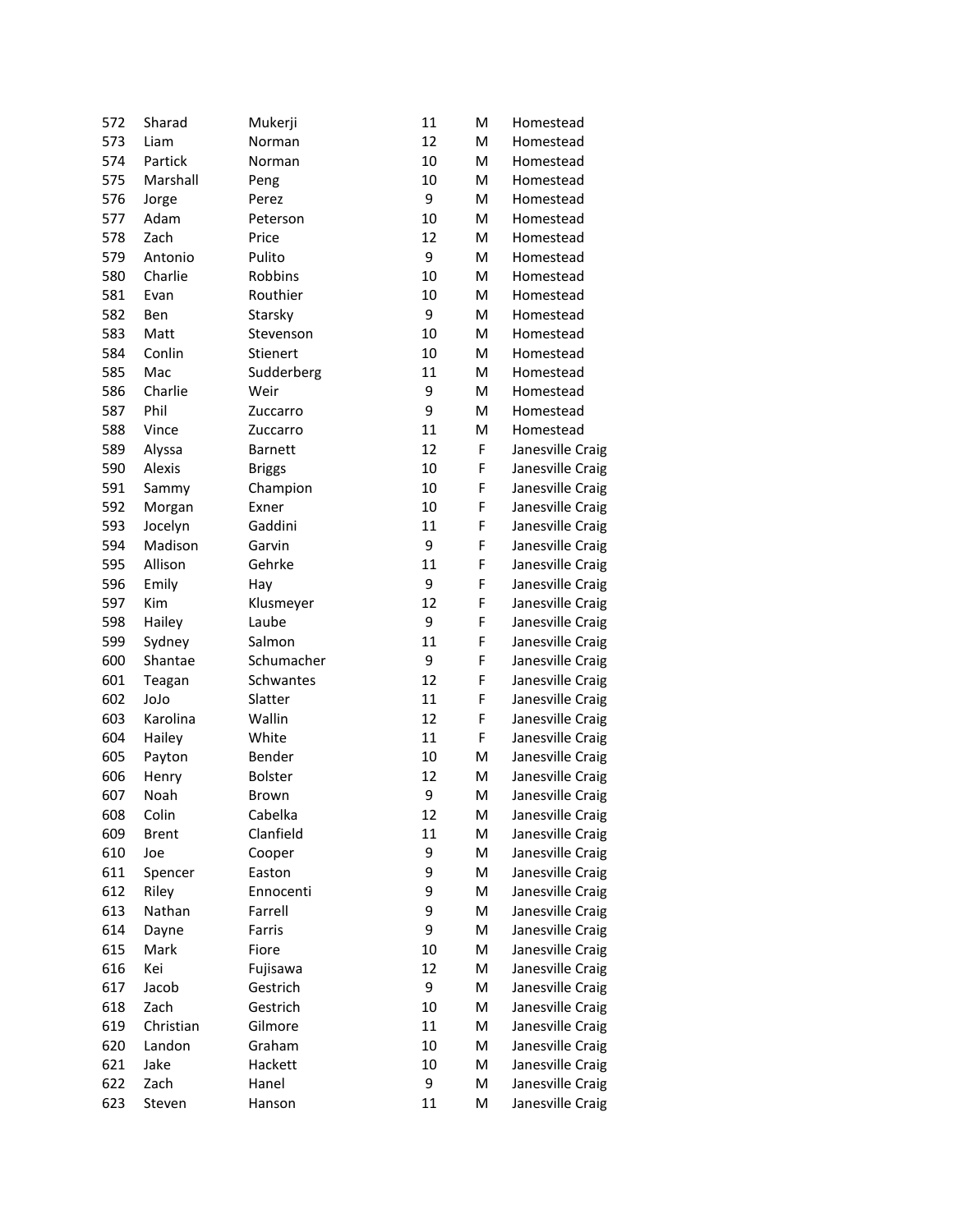| | | | | | |
|---|---|---|---|---|---|
| 572 | Sharad | Mukerji | 11 | M | Homestead |
| 573 | Liam | Norman | 12 | M | Homestead |
| 574 | Partick | Norman | 10 | M | Homestead |
| 575 | Marshall | Peng | 10 | M | Homestead |
| 576 | Jorge | Perez | 9 | M | Homestead |
| 577 | Adam | Peterson | 10 | M | Homestead |
| 578 | Zach | Price | 12 | M | Homestead |
| 579 | Antonio | Pulito | 9 | M | Homestead |
| 580 | Charlie | Robbins | 10 | M | Homestead |
| 581 | Evan | Routhier | 10 | M | Homestead |
| 582 | Ben | Starsky | 9 | M | Homestead |
| 583 | Matt | Stevenson | 10 | M | Homestead |
| 584 | Conlin | Stienert | 10 | M | Homestead |
| 585 | Mac | Sudderberg | 11 | M | Homestead |
| 586 | Charlie | Weir | 9 | M | Homestead |
| 587 | Phil | Zuccarro | 9 | M | Homestead |
| 588 | Vince | Zuccarro | 11 | M | Homestead |
| 589 | Alyssa | Barnett | 12 | F | Janesville Craig |
| 590 | Alexis | Briggs | 10 | F | Janesville Craig |
| 591 | Sammy | Champion | 10 | F | Janesville Craig |
| 592 | Morgan | Exner | 10 | F | Janesville Craig |
| 593 | Jocelyn | Gaddini | 11 | F | Janesville Craig |
| 594 | Madison | Garvin | 9 | F | Janesville Craig |
| 595 | Allison | Gehrke | 11 | F | Janesville Craig |
| 596 | Emily | Hay | 9 | F | Janesville Craig |
| 597 | Kim | Klusmeyer | 12 | F | Janesville Craig |
| 598 | Hailey | Laube | 9 | F | Janesville Craig |
| 599 | Sydney | Salmon | 11 | F | Janesville Craig |
| 600 | Shantae | Schumacher | 9 | F | Janesville Craig |
| 601 | Teagan | Schwantes | 12 | F | Janesville Craig |
| 602 | JoJo | Slatter | 11 | F | Janesville Craig |
| 603 | Karolina | Wallin | 12 | F | Janesville Craig |
| 604 | Hailey | White | 11 | F | Janesville Craig |
| 605 | Payton | Bender | 10 | M | Janesville Craig |
| 606 | Henry | Bolster | 12 | M | Janesville Craig |
| 607 | Noah | Brown | 9 | M | Janesville Craig |
| 608 | Colin | Cabelka | 12 | M | Janesville Craig |
| 609 | Brent | Clanfield | 11 | M | Janesville Craig |
| 610 | Joe | Cooper | 9 | M | Janesville Craig |
| 611 | Spencer | Easton | 9 | M | Janesville Craig |
| 612 | Riley | Ennocenti | 9 | M | Janesville Craig |
| 613 | Nathan | Farrell | 9 | M | Janesville Craig |
| 614 | Dayne | Farris | 9 | M | Janesville Craig |
| 615 | Mark | Fiore | 10 | M | Janesville Craig |
| 616 | Kei | Fujisawa | 12 | M | Janesville Craig |
| 617 | Jacob | Gestrich | 9 | M | Janesville Craig |
| 618 | Zach | Gestrich | 10 | M | Janesville Craig |
| 619 | Christian | Gilmore | 11 | M | Janesville Craig |
| 620 | Landon | Graham | 10 | M | Janesville Craig |
| 621 | Jake | Hackett | 10 | M | Janesville Craig |
| 622 | Zach | Hanel | 9 | M | Janesville Craig |
| 623 | Steven | Hanson | 11 | M | Janesville Craig |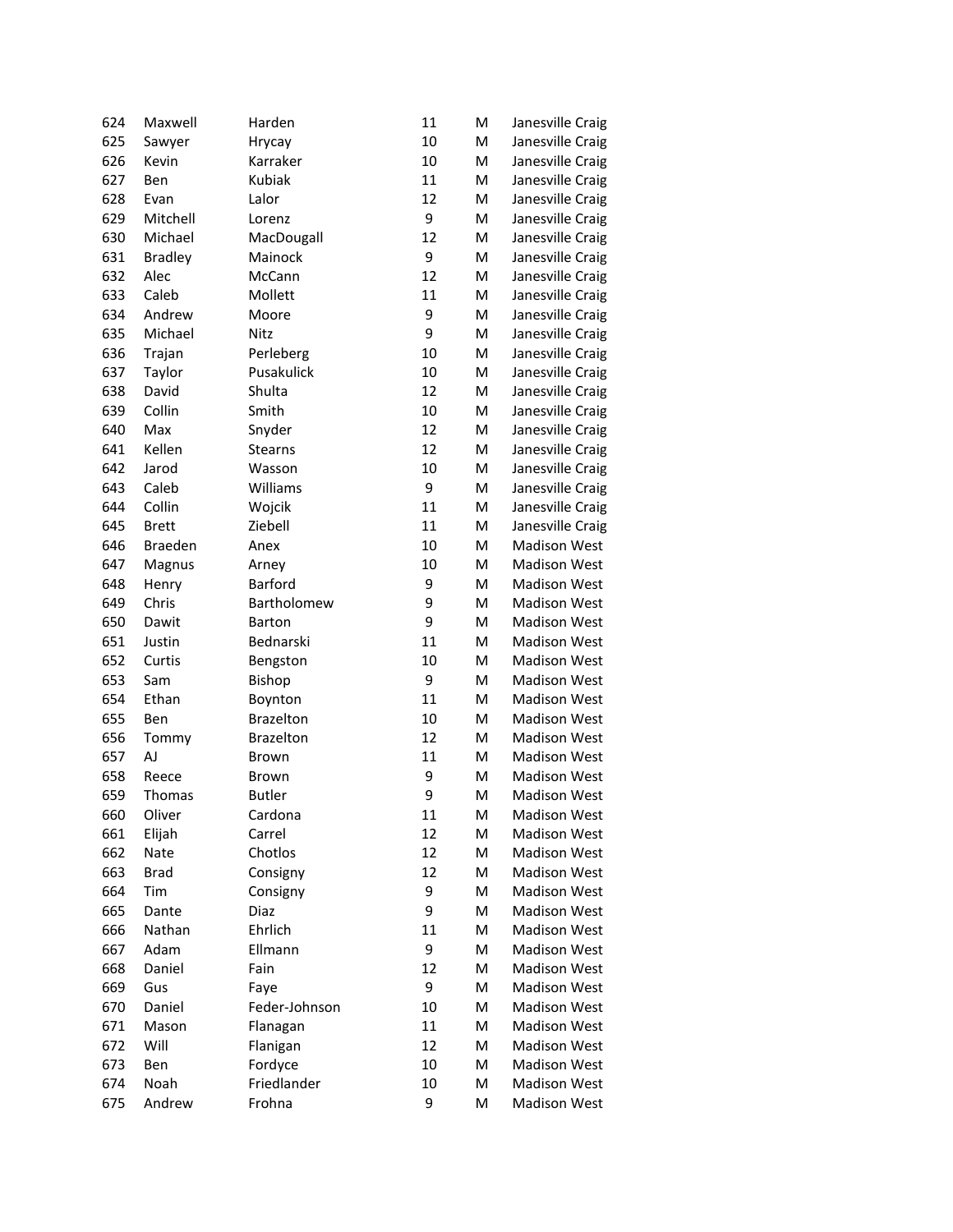| | | | | | |
|---|---|---|---|---|---|
| 624 | Maxwell | Harden | 11 | M | Janesville Craig |
| 625 | Sawyer | Hrycay | 10 | M | Janesville Craig |
| 626 | Kevin | Karraker | 10 | M | Janesville Craig |
| 627 | Ben | Kubiak | 11 | M | Janesville Craig |
| 628 | Evan | Lalor | 12 | M | Janesville Craig |
| 629 | Mitchell | Lorenz | 9 | M | Janesville Craig |
| 630 | Michael | MacDougall | 12 | M | Janesville Craig |
| 631 | Bradley | Mainock | 9 | M | Janesville Craig |
| 632 | Alec | McCann | 12 | M | Janesville Craig |
| 633 | Caleb | Mollett | 11 | M | Janesville Craig |
| 634 | Andrew | Moore | 9 | M | Janesville Craig |
| 635 | Michael | Nitz | 9 | M | Janesville Craig |
| 636 | Trajan | Perleberg | 10 | M | Janesville Craig |
| 637 | Taylor | Pusakulick | 10 | M | Janesville Craig |
| 638 | David | Shulta | 12 | M | Janesville Craig |
| 639 | Collin | Smith | 10 | M | Janesville Craig |
| 640 | Max | Snyder | 12 | M | Janesville Craig |
| 641 | Kellen | Stearns | 12 | M | Janesville Craig |
| 642 | Jarod | Wasson | 10 | M | Janesville Craig |
| 643 | Caleb | Williams | 9 | M | Janesville Craig |
| 644 | Collin | Wojcik | 11 | M | Janesville Craig |
| 645 | Brett | Ziebell | 11 | M | Janesville Craig |
| 646 | Braeden | Anex | 10 | M | Madison West |
| 647 | Magnus | Arney | 10 | M | Madison West |
| 648 | Henry | Barford | 9 | M | Madison West |
| 649 | Chris | Bartholomew | 9 | M | Madison West |
| 650 | Dawit | Barton | 9 | M | Madison West |
| 651 | Justin | Bednarski | 11 | M | Madison West |
| 652 | Curtis | Bengston | 10 | M | Madison West |
| 653 | Sam | Bishop | 9 | M | Madison West |
| 654 | Ethan | Boynton | 11 | M | Madison West |
| 655 | Ben | Brazelton | 10 | M | Madison West |
| 656 | Tommy | Brazelton | 12 | M | Madison West |
| 657 | AJ | Brown | 11 | M | Madison West |
| 658 | Reece | Brown | 9 | M | Madison West |
| 659 | Thomas | Butler | 9 | M | Madison West |
| 660 | Oliver | Cardona | 11 | M | Madison West |
| 661 | Elijah | Carrel | 12 | M | Madison West |
| 662 | Nate | Chotlos | 12 | M | Madison West |
| 663 | Brad | Consigny | 12 | M | Madison West |
| 664 | Tim | Consigny | 9 | M | Madison West |
| 665 | Dante | Diaz | 9 | M | Madison West |
| 666 | Nathan | Ehrlich | 11 | M | Madison West |
| 667 | Adam | Ellmann | 9 | M | Madison West |
| 668 | Daniel | Fain | 12 | M | Madison West |
| 669 | Gus | Faye | 9 | M | Madison West |
| 670 | Daniel | Feder-Johnson | 10 | M | Madison West |
| 671 | Mason | Flanagan | 11 | M | Madison West |
| 672 | Will | Flanigan | 12 | M | Madison West |
| 673 | Ben | Fordyce | 10 | M | Madison West |
| 674 | Noah | Friedlander | 10 | M | Madison West |
| 675 | Andrew | Frohna | 9 | M | Madison West |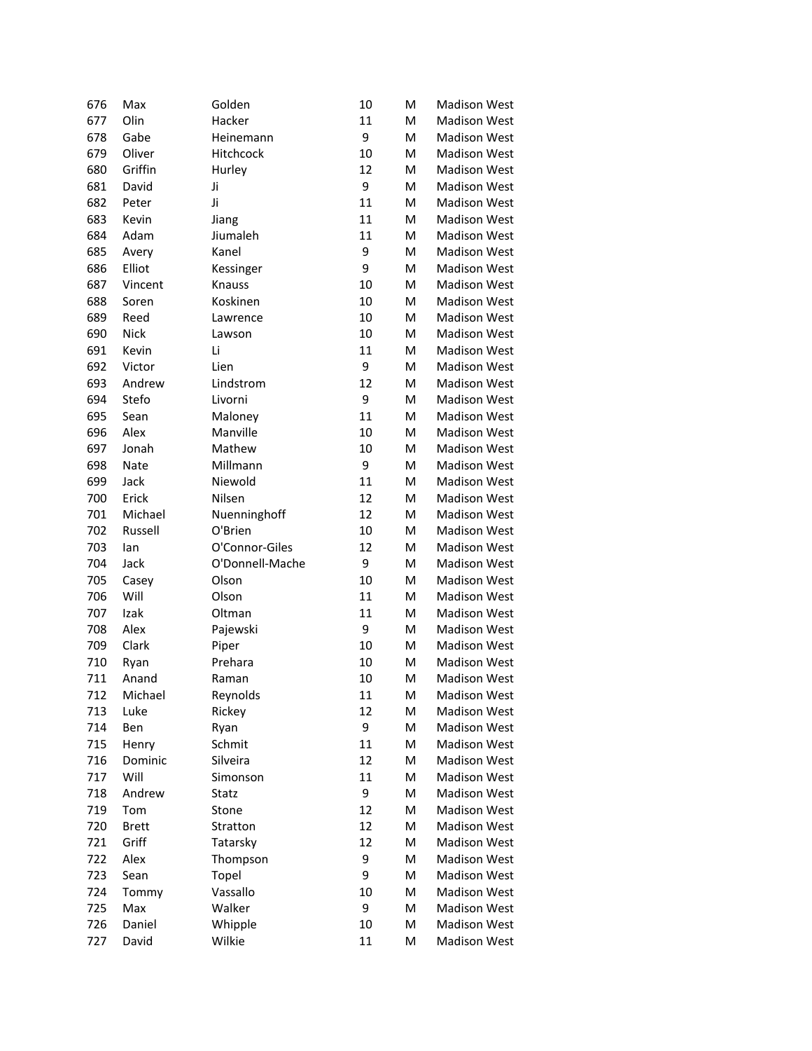| | | | | | |
|---|---|---|---|---|---|
| 676 | Max | Golden | 10 | M | Madison West |
| 677 | Olin | Hacker | 11 | M | Madison West |
| 678 | Gabe | Heinemann | 9 | M | Madison West |
| 679 | Oliver | Hitchcock | 10 | M | Madison West |
| 680 | Griffin | Hurley | 12 | M | Madison West |
| 681 | David | Ji | 9 | M | Madison West |
| 682 | Peter | Ji | 11 | M | Madison West |
| 683 | Kevin | Jiang | 11 | M | Madison West |
| 684 | Adam | Jiumaleh | 11 | M | Madison West |
| 685 | Avery | Kanel | 9 | M | Madison West |
| 686 | Elliot | Kessinger | 9 | M | Madison West |
| 687 | Vincent | Knauss | 10 | M | Madison West |
| 688 | Soren | Koskinen | 10 | M | Madison West |
| 689 | Reed | Lawrence | 10 | M | Madison West |
| 690 | Nick | Lawson | 10 | M | Madison West |
| 691 | Kevin | Li | 11 | M | Madison West |
| 692 | Victor | Lien | 9 | M | Madison West |
| 693 | Andrew | Lindstrom | 12 | M | Madison West |
| 694 | Stefo | Livorni | 9 | M | Madison West |
| 695 | Sean | Maloney | 11 | M | Madison West |
| 696 | Alex | Manville | 10 | M | Madison West |
| 697 | Jonah | Mathew | 10 | M | Madison West |
| 698 | Nate | Millmann | 9 | M | Madison West |
| 699 | Jack | Niewold | 11 | M | Madison West |
| 700 | Erick | Nilsen | 12 | M | Madison West |
| 701 | Michael | Nuenninghoff | 12 | M | Madison West |
| 702 | Russell | O'Brien | 10 | M | Madison West |
| 703 | Ian | O'Connor-Giles | 12 | M | Madison West |
| 704 | Jack | O'Donnell-Mache | 9 | M | Madison West |
| 705 | Casey | Olson | 10 | M | Madison West |
| 706 | Will | Olson | 11 | M | Madison West |
| 707 | Izak | Oltman | 11 | M | Madison West |
| 708 | Alex | Pajewski | 9 | M | Madison West |
| 709 | Clark | Piper | 10 | M | Madison West |
| 710 | Ryan | Prehara | 10 | M | Madison West |
| 711 | Anand | Raman | 10 | M | Madison West |
| 712 | Michael | Reynolds | 11 | M | Madison West |
| 713 | Luke | Rickey | 12 | M | Madison West |
| 714 | Ben | Ryan | 9 | M | Madison West |
| 715 | Henry | Schmit | 11 | M | Madison West |
| 716 | Dominic | Silveira | 12 | M | Madison West |
| 717 | Will | Simonson | 11 | M | Madison West |
| 718 | Andrew | Statz | 9 | M | Madison West |
| 719 | Tom | Stone | 12 | M | Madison West |
| 720 | Brett | Stratton | 12 | M | Madison West |
| 721 | Griff | Tatarsky | 12 | M | Madison West |
| 722 | Alex | Thompson | 9 | M | Madison West |
| 723 | Sean | Topel | 9 | M | Madison West |
| 724 | Tommy | Vassallo | 10 | M | Madison West |
| 725 | Max | Walker | 9 | M | Madison West |
| 726 | Daniel | Whipple | 10 | M | Madison West |
| 727 | David | Wilkie | 11 | M | Madison West |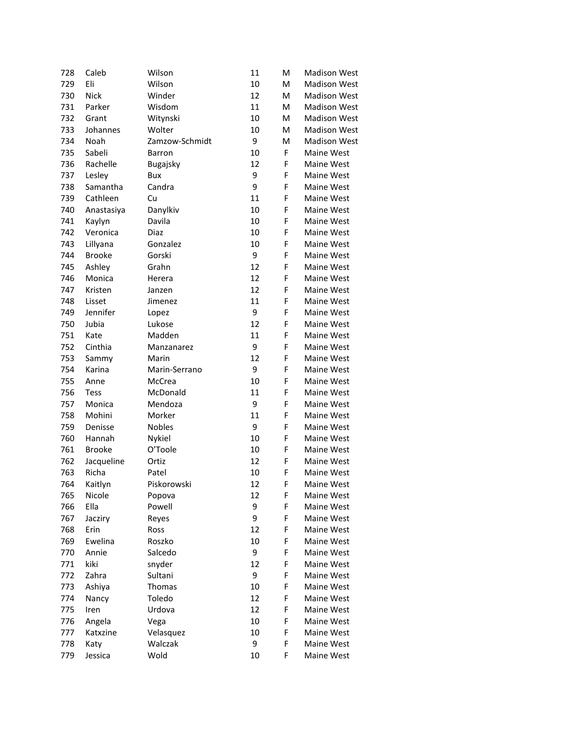| | | | | | |
|---|---|---|---|---|---|
| 728 | Caleb | Wilson | 11 | M | Madison West |
| 729 | Eli | Wilson | 10 | M | Madison West |
| 730 | Nick | Winder | 12 | M | Madison West |
| 731 | Parker | Wisdom | 11 | M | Madison West |
| 732 | Grant | Witynski | 10 | M | Madison West |
| 733 | Johannes | Wolter | 10 | M | Madison West |
| 734 | Noah | Zamzow-Schmidt | 9 | M | Madison West |
| 735 | Sabeli | Barron | 10 | F | Maine West |
| 736 | Rachelle | Bugajsky | 12 | F | Maine West |
| 737 | Lesley | Bux | 9 | F | Maine West |
| 738 | Samantha | Candra | 9 | F | Maine West |
| 739 | Cathleen | Cu | 11 | F | Maine West |
| 740 | Anastasiya | Danylkiv | 10 | F | Maine West |
| 741 | Kaylyn | Davila | 10 | F | Maine West |
| 742 | Veronica | Diaz | 10 | F | Maine West |
| 743 | Lillyana | Gonzalez | 10 | F | Maine West |
| 744 | Brooke | Gorski | 9 | F | Maine West |
| 745 | Ashley | Grahn | 12 | F | Maine West |
| 746 | Monica | Herera | 12 | F | Maine West |
| 747 | Kristen | Janzen | 12 | F | Maine West |
| 748 | Lisset | Jimenez | 11 | F | Maine West |
| 749 | Jennifer | Lopez | 9 | F | Maine West |
| 750 | Jubia | Lukose | 12 | F | Maine West |
| 751 | Kate | Madden | 11 | F | Maine West |
| 752 | Cinthia | Manzanarez | 9 | F | Maine West |
| 753 | Sammy | Marin | 12 | F | Maine West |
| 754 | Karina | Marin-Serrano | 9 | F | Maine West |
| 755 | Anne | McCrea | 10 | F | Maine West |
| 756 | Tess | McDonald | 11 | F | Maine West |
| 757 | Monica | Mendoza | 9 | F | Maine West |
| 758 | Mohini | Morker | 11 | F | Maine West |
| 759 | Denisse | Nobles | 9 | F | Maine West |
| 760 | Hannah | Nykiel | 10 | F | Maine West |
| 761 | Brooke | O'Toole | 10 | F | Maine West |
| 762 | Jacqueline | Ortiz | 12 | F | Maine West |
| 763 | Richa | Patel | 10 | F | Maine West |
| 764 | Kaitlyn | Piskorowski | 12 | F | Maine West |
| 765 | Nicole | Popova | 12 | F | Maine West |
| 766 | Ella | Powell | 9 | F | Maine West |
| 767 | Jacziry | Reyes | 9 | F | Maine West |
| 768 | Erin | Ross | 12 | F | Maine West |
| 769 | Ewelina | Roszko | 10 | F | Maine West |
| 770 | Annie | Salcedo | 9 | F | Maine West |
| 771 | kiki | snyder | 12 | F | Maine West |
| 772 | Zahra | Sultani | 9 | F | Maine West |
| 773 | Ashiya | Thomas | 10 | F | Maine West |
| 774 | Nancy | Toledo | 12 | F | Maine West |
| 775 | Iren | Urdova | 12 | F | Maine West |
| 776 | Angela | Vega | 10 | F | Maine West |
| 777 | Katxzine | Velasquez | 10 | F | Maine West |
| 778 | Katy | Walczak | 9 | F | Maine West |
| 779 | Jessica | Wold | 10 | F | Maine West |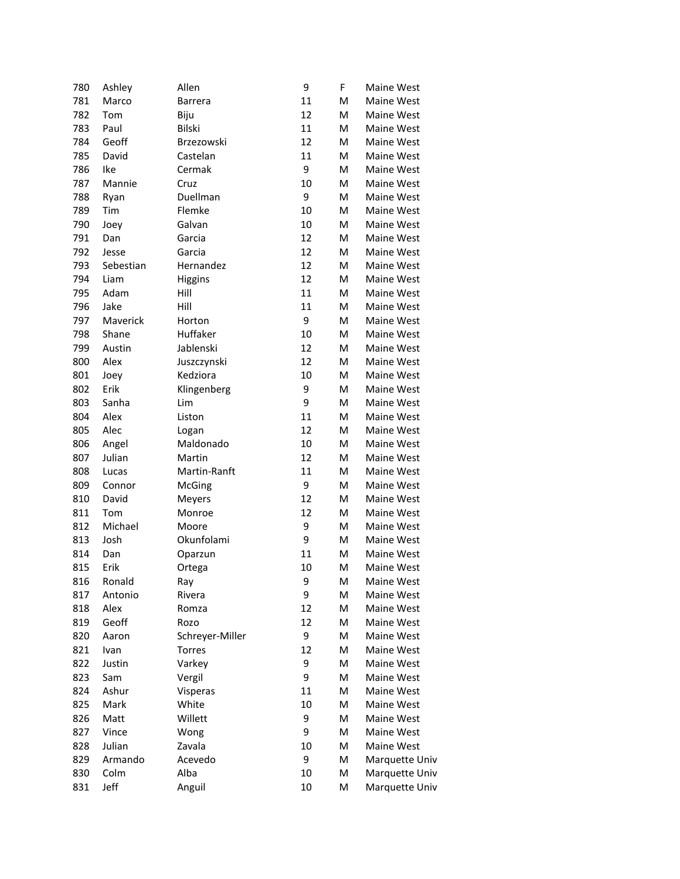| | | | | | |
|---|---|---|---|---|---|
| 780 | Ashley | Allen | 9 | F | Maine West |
| 781 | Marco | Barrera | 11 | M | Maine West |
| 782 | Tom | Biju | 12 | M | Maine West |
| 783 | Paul | Bilski | 11 | M | Maine West |
| 784 | Geoff | Brzezowski | 12 | M | Maine West |
| 785 | David | Castelan | 11 | M | Maine West |
| 786 | Ike | Cermak | 9 | M | Maine West |
| 787 | Mannie | Cruz | 10 | M | Maine West |
| 788 | Ryan | Duellman | 9 | M | Maine West |
| 789 | Tim | Flemke | 10 | M | Maine West |
| 790 | Joey | Galvan | 10 | M | Maine West |
| 791 | Dan | Garcia | 12 | M | Maine West |
| 792 | Jesse | Garcia | 12 | M | Maine West |
| 793 | Sebastian | Hernandez | 12 | M | Maine West |
| 794 | Liam | Higgins | 12 | M | Maine West |
| 795 | Adam | Hill | 11 | M | Maine West |
| 796 | Jake | Hill | 11 | M | Maine West |
| 797 | Maverick | Horton | 9 | M | Maine West |
| 798 | Shane | Huffaker | 10 | M | Maine West |
| 799 | Austin | Jablenski | 12 | M | Maine West |
| 800 | Alex | Juszczynski | 12 | M | Maine West |
| 801 | Joey | Kedziora | 10 | M | Maine West |
| 802 | Erik | Klingenberg | 9 | M | Maine West |
| 803 | Sanha | Lim | 9 | M | Maine West |
| 804 | Alex | Liston | 11 | M | Maine West |
| 805 | Alec | Logan | 12 | M | Maine West |
| 806 | Angel | Maldonado | 10 | M | Maine West |
| 807 | Julian | Martin | 12 | M | Maine West |
| 808 | Lucas | Martin-Ranft | 11 | M | Maine West |
| 809 | Connor | McGing | 9 | M | Maine West |
| 810 | David | Meyers | 12 | M | Maine West |
| 811 | Tom | Monroe | 12 | M | Maine West |
| 812 | Michael | Moore | 9 | M | Maine West |
| 813 | Josh | Okunfolami | 9 | M | Maine West |
| 814 | Dan | Oparzun | 11 | M | Maine West |
| 815 | Erik | Ortega | 10 | M | Maine West |
| 816 | Ronald | Ray | 9 | M | Maine West |
| 817 | Antonio | Rivera | 9 | M | Maine West |
| 818 | Alex | Romza | 12 | M | Maine West |
| 819 | Geoff | Rozo | 12 | M | Maine West |
| 820 | Aaron | Schreyer-Miller | 9 | M | Maine West |
| 821 | Ivan | Torres | 12 | M | Maine West |
| 822 | Justin | Varkey | 9 | M | Maine West |
| 823 | Sam | Vergil | 9 | M | Maine West |
| 824 | Ashur | Visperas | 11 | M | Maine West |
| 825 | Mark | White | 10 | M | Maine West |
| 826 | Matt | Willett | 9 | M | Maine West |
| 827 | Vince | Wong | 9 | M | Maine West |
| 828 | Julian | Zavala | 10 | M | Maine West |
| 829 | Armando | Acevedo | 9 | M | Marquette Univ |
| 830 | Colm | Alba | 10 | M | Marquette Univ |
| 831 | Jeff | Anguil | 10 | M | Marquette Univ |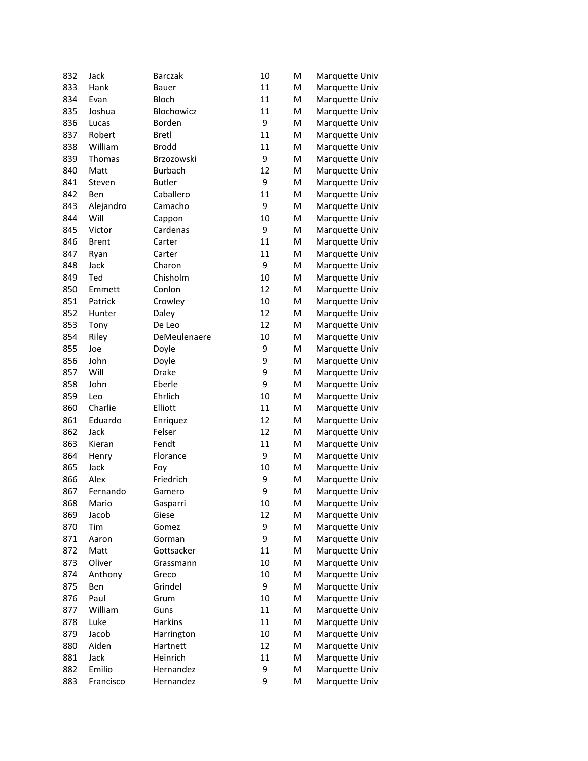| | | | | | |
|---|---|---|---|---|---|
| 832 | Jack | Barczak | 10 | M | Marquette Univ |
| 833 | Hank | Bauer | 11 | M | Marquette Univ |
| 834 | Evan | Bloch | 11 | M | Marquette Univ |
| 835 | Joshua | Blochowicz | 11 | M | Marquette Univ |
| 836 | Lucas | Borden | 9 | M | Marquette Univ |
| 837 | Robert | Bretl | 11 | M | Marquette Univ |
| 838 | William | Brodd | 11 | M | Marquette Univ |
| 839 | Thomas | Brzozowski | 9 | M | Marquette Univ |
| 840 | Matt | Burbach | 12 | M | Marquette Univ |
| 841 | Steven | Butler | 9 | M | Marquette Univ |
| 842 | Ben | Caballero | 11 | M | Marquette Univ |
| 843 | Alejandro | Camacho | 9 | M | Marquette Univ |
| 844 | Will | Cappon | 10 | M | Marquette Univ |
| 845 | Victor | Cardenas | 9 | M | Marquette Univ |
| 846 | Brent | Carter | 11 | M | Marquette Univ |
| 847 | Ryan | Carter | 11 | M | Marquette Univ |
| 848 | Jack | Charon | 9 | M | Marquette Univ |
| 849 | Ted | Chisholm | 10 | M | Marquette Univ |
| 850 | Emmett | Conlon | 12 | M | Marquette Univ |
| 851 | Patrick | Crowley | 10 | M | Marquette Univ |
| 852 | Hunter | Daley | 12 | M | Marquette Univ |
| 853 | Tony | De Leo | 12 | M | Marquette Univ |
| 854 | Riley | DeMeulenaere | 10 | M | Marquette Univ |
| 855 | Joe | Doyle | 9 | M | Marquette Univ |
| 856 | John | Doyle | 9 | M | Marquette Univ |
| 857 | Will | Drake | 9 | M | Marquette Univ |
| 858 | John | Eberle | 9 | M | Marquette Univ |
| 859 | Leo | Ehrlich | 10 | M | Marquette Univ |
| 860 | Charlie | Elliott | 11 | M | Marquette Univ |
| 861 | Eduardo | Enriquez | 12 | M | Marquette Univ |
| 862 | Jack | Felser | 12 | M | Marquette Univ |
| 863 | Kieran | Fendt | 11 | M | Marquette Univ |
| 864 | Henry | Florance | 9 | M | Marquette Univ |
| 865 | Jack | Foy | 10 | M | Marquette Univ |
| 866 | Alex | Friedrich | 9 | M | Marquette Univ |
| 867 | Fernando | Gamero | 9 | M | Marquette Univ |
| 868 | Mario | Gasparri | 10 | M | Marquette Univ |
| 869 | Jacob | Giese | 12 | M | Marquette Univ |
| 870 | Tim | Gomez | 9 | M | Marquette Univ |
| 871 | Aaron | Gorman | 9 | M | Marquette Univ |
| 872 | Matt | Gottsacker | 11 | M | Marquette Univ |
| 873 | Oliver | Grassmann | 10 | M | Marquette Univ |
| 874 | Anthony | Greco | 10 | M | Marquette Univ |
| 875 | Ben | Grindel | 9 | M | Marquette Univ |
| 876 | Paul | Grum | 10 | M | Marquette Univ |
| 877 | William | Guns | 11 | M | Marquette Univ |
| 878 | Luke | Harkins | 11 | M | Marquette Univ |
| 879 | Jacob | Harrington | 10 | M | Marquette Univ |
| 880 | Aiden | Hartnett | 12 | M | Marquette Univ |
| 881 | Jack | Heinrich | 11 | M | Marquette Univ |
| 882 | Emilio | Hernandez | 9 | M | Marquette Univ |
| 883 | Francisco | Hernandez | 9 | M | Marquette Univ |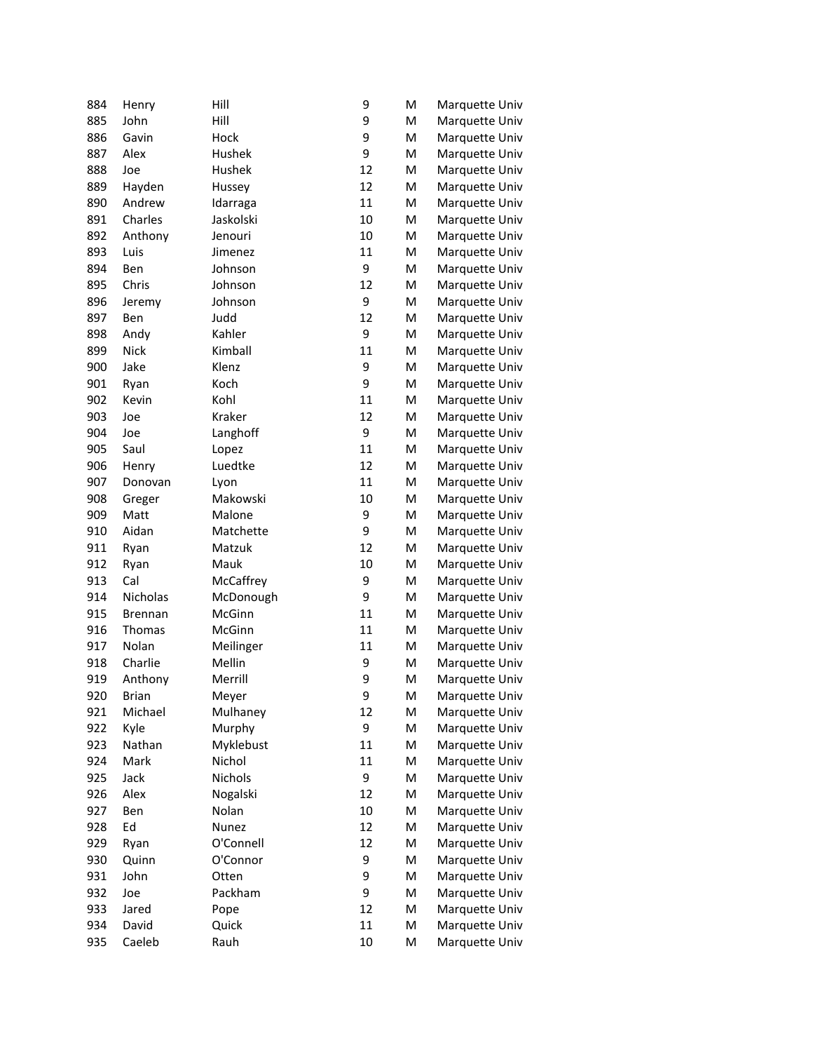| | | | | | |
|---|---|---|---|---|---|
| 884 | Henry | Hill | 9 | M | Marquette Univ |
| 885 | John | Hill | 9 | M | Marquette Univ |
| 886 | Gavin | Hock | 9 | M | Marquette Univ |
| 887 | Alex | Hushek | 9 | M | Marquette Univ |
| 888 | Joe | Hushek | 12 | M | Marquette Univ |
| 889 | Hayden | Hussey | 12 | M | Marquette Univ |
| 890 | Andrew | Idarraga | 11 | M | Marquette Univ |
| 891 | Charles | Jaskolski | 10 | M | Marquette Univ |
| 892 | Anthony | Jenouri | 10 | M | Marquette Univ |
| 893 | Luis | Jimenez | 11 | M | Marquette Univ |
| 894 | Ben | Johnson | 9 | M | Marquette Univ |
| 895 | Chris | Johnson | 12 | M | Marquette Univ |
| 896 | Jeremy | Johnson | 9 | M | Marquette Univ |
| 897 | Ben | Judd | 12 | M | Marquette Univ |
| 898 | Andy | Kahler | 9 | M | Marquette Univ |
| 899 | Nick | Kimball | 11 | M | Marquette Univ |
| 900 | Jake | Klenz | 9 | M | Marquette Univ |
| 901 | Ryan | Koch | 9 | M | Marquette Univ |
| 902 | Kevin | Kohl | 11 | M | Marquette Univ |
| 903 | Joe | Kraker | 12 | M | Marquette Univ |
| 904 | Joe | Langhoff | 9 | M | Marquette Univ |
| 905 | Saul | Lopez | 11 | M | Marquette Univ |
| 906 | Henry | Luedtke | 12 | M | Marquette Univ |
| 907 | Donovan | Lyon | 11 | M | Marquette Univ |
| 908 | Greger | Makowski | 10 | M | Marquette Univ |
| 909 | Matt | Malone | 9 | M | Marquette Univ |
| 910 | Aidan | Matchette | 9 | M | Marquette Univ |
| 911 | Ryan | Matzuk | 12 | M | Marquette Univ |
| 912 | Ryan | Mauk | 10 | M | Marquette Univ |
| 913 | Cal | McCaffrey | 9 | M | Marquette Univ |
| 914 | Nicholas | McDonough | 9 | M | Marquette Univ |
| 915 | Brennan | McGinn | 11 | M | Marquette Univ |
| 916 | Thomas | McGinn | 11 | M | Marquette Univ |
| 917 | Nolan | Meilinger | 11 | M | Marquette Univ |
| 918 | Charlie | Mellin | 9 | M | Marquette Univ |
| 919 | Anthony | Merrill | 9 | M | Marquette Univ |
| 920 | Brian | Meyer | 9 | M | Marquette Univ |
| 921 | Michael | Mulhaney | 12 | M | Marquette Univ |
| 922 | Kyle | Murphy | 9 | M | Marquette Univ |
| 923 | Nathan | Myklebust | 11 | M | Marquette Univ |
| 924 | Mark | Nichol | 11 | M | Marquette Univ |
| 925 | Jack | Nichols | 9 | M | Marquette Univ |
| 926 | Alex | Nogalski | 12 | M | Marquette Univ |
| 927 | Ben | Nolan | 10 | M | Marquette Univ |
| 928 | Ed | Nunez | 12 | M | Marquette Univ |
| 929 | Ryan | O'Connell | 12 | M | Marquette Univ |
| 930 | Quinn | O'Connor | 9 | M | Marquette Univ |
| 931 | John | Otten | 9 | M | Marquette Univ |
| 932 | Joe | Packham | 9 | M | Marquette Univ |
| 933 | Jared | Pope | 12 | M | Marquette Univ |
| 934 | David | Quick | 11 | M | Marquette Univ |
| 935 | Caeleb | Rauh | 10 | M | Marquette Univ |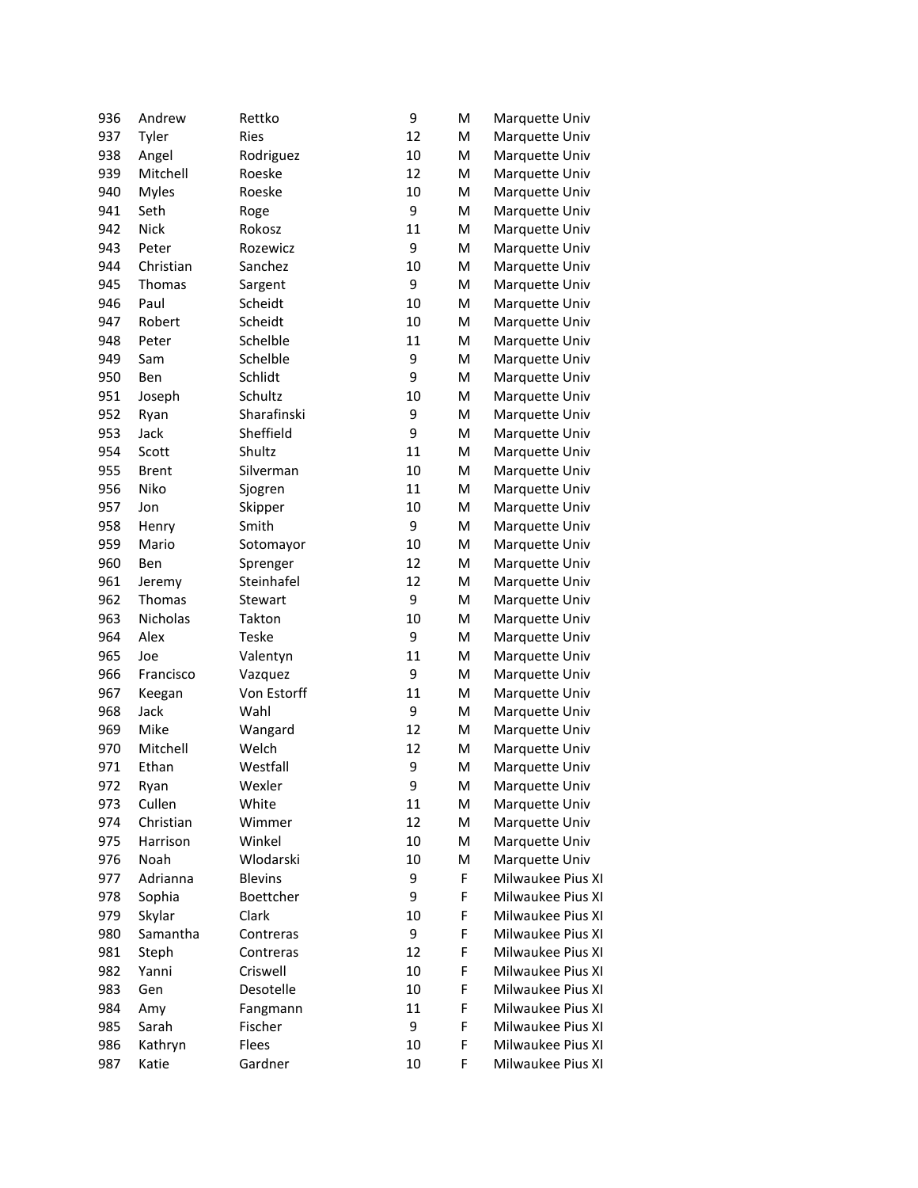| | | | | | |
|---|---|---|---|---|---|
| 936 | Andrew | Rettko | 9 | M | Marquette Univ |
| 937 | Tyler | Ries | 12 | M | Marquette Univ |
| 938 | Angel | Rodriguez | 10 | M | Marquette Univ |
| 939 | Mitchell | Roeske | 12 | M | Marquette Univ |
| 940 | Myles | Roeske | 10 | M | Marquette Univ |
| 941 | Seth | Roge | 9 | M | Marquette Univ |
| 942 | Nick | Rokosz | 11 | M | Marquette Univ |
| 943 | Peter | Rozewicz | 9 | M | Marquette Univ |
| 944 | Christian | Sanchez | 10 | M | Marquette Univ |
| 945 | Thomas | Sargent | 9 | M | Marquette Univ |
| 946 | Paul | Scheidt | 10 | M | Marquette Univ |
| 947 | Robert | Scheidt | 10 | M | Marquette Univ |
| 948 | Peter | Schelble | 11 | M | Marquette Univ |
| 949 | Sam | Schelble | 9 | M | Marquette Univ |
| 950 | Ben | Schlidt | 9 | M | Marquette Univ |
| 951 | Joseph | Schultz | 10 | M | Marquette Univ |
| 952 | Ryan | Sharafinski | 9 | M | Marquette Univ |
| 953 | Jack | Sheffield | 9 | M | Marquette Univ |
| 954 | Scott | Shultz | 11 | M | Marquette Univ |
| 955 | Brent | Silverman | 10 | M | Marquette Univ |
| 956 | Niko | Sjogren | 11 | M | Marquette Univ |
| 957 | Jon | Skipper | 10 | M | Marquette Univ |
| 958 | Henry | Smith | 9 | M | Marquette Univ |
| 959 | Mario | Sotomayor | 10 | M | Marquette Univ |
| 960 | Ben | Sprenger | 12 | M | Marquette Univ |
| 961 | Jeremy | Steinhafel | 12 | M | Marquette Univ |
| 962 | Thomas | Stewart | 9 | M | Marquette Univ |
| 963 | Nicholas | Takton | 10 | M | Marquette Univ |
| 964 | Alex | Teske | 9 | M | Marquette Univ |
| 965 | Joe | Valentyn | 11 | M | Marquette Univ |
| 966 | Francisco | Vazquez | 9 | M | Marquette Univ |
| 967 | Keegan | Von Estorff | 11 | M | Marquette Univ |
| 968 | Jack | Wahl | 9 | M | Marquette Univ |
| 969 | Mike | Wangard | 12 | M | Marquette Univ |
| 970 | Mitchell | Welch | 12 | M | Marquette Univ |
| 971 | Ethan | Westfall | 9 | M | Marquette Univ |
| 972 | Ryan | Wexler | 9 | M | Marquette Univ |
| 973 | Cullen | White | 11 | M | Marquette Univ |
| 974 | Christian | Wimmer | 12 | M | Marquette Univ |
| 975 | Harrison | Winkel | 10 | M | Marquette Univ |
| 976 | Noah | Wlodarski | 10 | M | Marquette Univ |
| 977 | Adrianna | Blevins | 9 | F | Milwaukee Pius XI |
| 978 | Sophia | Boettcher | 9 | F | Milwaukee Pius XI |
| 979 | Skylar | Clark | 10 | F | Milwaukee Pius XI |
| 980 | Samantha | Contreras | 9 | F | Milwaukee Pius XI |
| 981 | Steph | Contreras | 12 | F | Milwaukee Pius XI |
| 982 | Yanni | Criswell | 10 | F | Milwaukee Pius XI |
| 983 | Gen | Desotelle | 10 | F | Milwaukee Pius XI |
| 984 | Amy | Fangmann | 11 | F | Milwaukee Pius XI |
| 985 | Sarah | Fischer | 9 | F | Milwaukee Pius XI |
| 986 | Kathryn | Flees | 10 | F | Milwaukee Pius XI |
| 987 | Katie | Gardner | 10 | F | Milwaukee Pius XI |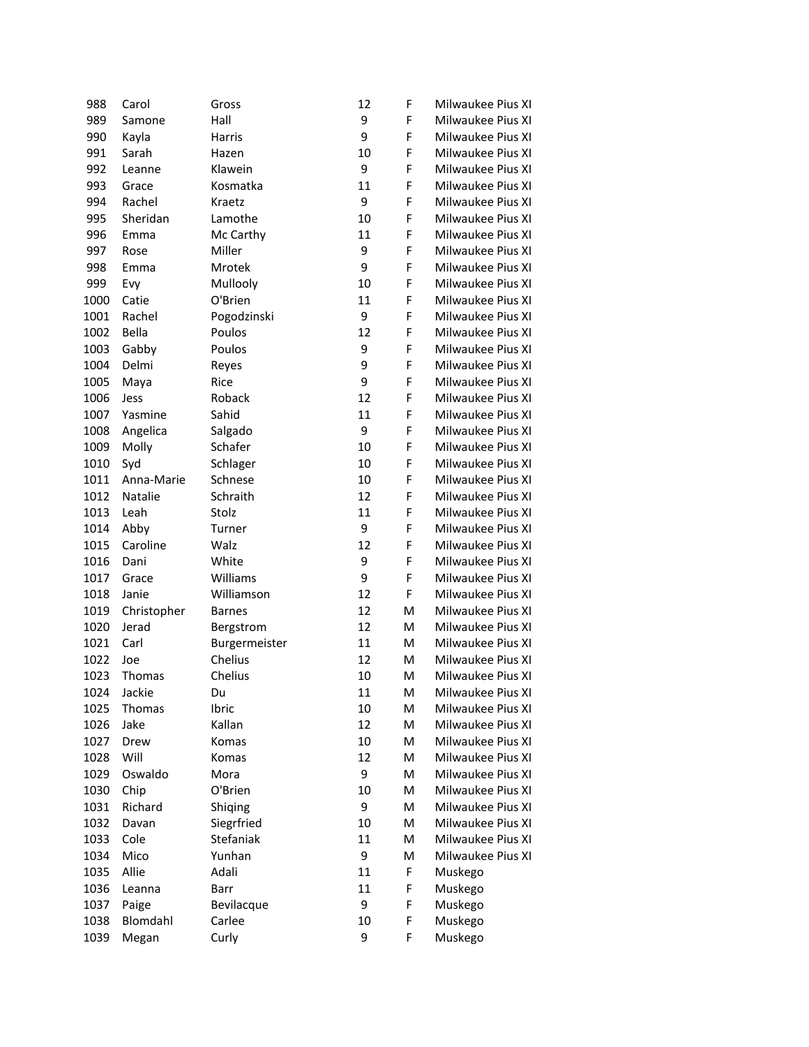| 988 | Carol | Gross | 12 | F | Milwaukee Pius XI |
|---|---|---|---|---|---|
| 989 | Samone | Hall | 9 | F | Milwaukee Pius XI |
| 990 | Kayla | Harris | 9 | F | Milwaukee Pius XI |
| 991 | Sarah | Hazen | 10 | F | Milwaukee Pius XI |
| 992 | Leanne | Klawein | 9 | F | Milwaukee Pius XI |
| 993 | Grace | Kosmatka | 11 | F | Milwaukee Pius XI |
| 994 | Rachel | Kraetz | 9 | F | Milwaukee Pius XI |
| 995 | Sheridan | Lamothe | 10 | F | Milwaukee Pius XI |
| 996 | Emma | Mc Carthy | 11 | F | Milwaukee Pius XI |
| 997 | Rose | Miller | 9 | F | Milwaukee Pius XI |
| 998 | Emma | Mrotek | 9 | F | Milwaukee Pius XI |
| 999 | Evy | Mullooly | 10 | F | Milwaukee Pius XI |
| 1000 | Catie | O'Brien | 11 | F | Milwaukee Pius XI |
| 1001 | Rachel | Pogodzinski | 9 | F | Milwaukee Pius XI |
| 1002 | Bella | Poulos | 12 | F | Milwaukee Pius XI |
| 1003 | Gabby | Poulos | 9 | F | Milwaukee Pius XI |
| 1004 | Delmi | Reyes | 9 | F | Milwaukee Pius XI |
| 1005 | Maya | Rice | 9 | F | Milwaukee Pius XI |
| 1006 | Jess | Roback | 12 | F | Milwaukee Pius XI |
| 1007 | Yasmine | Sahid | 11 | F | Milwaukee Pius XI |
| 1008 | Angelica | Salgado | 9 | F | Milwaukee Pius XI |
| 1009 | Molly | Schafer | 10 | F | Milwaukee Pius XI |
| 1010 | Syd | Schlager | 10 | F | Milwaukee Pius XI |
| 1011 | Anna-Marie | Schnese | 10 | F | Milwaukee Pius XI |
| 1012 | Natalie | Schraith | 12 | F | Milwaukee Pius XI |
| 1013 | Leah | Stolz | 11 | F | Milwaukee Pius XI |
| 1014 | Abby | Turner | 9 | F | Milwaukee Pius XI |
| 1015 | Caroline | Walz | 12 | F | Milwaukee Pius XI |
| 1016 | Dani | White | 9 | F | Milwaukee Pius XI |
| 1017 | Grace | Williams | 9 | F | Milwaukee Pius XI |
| 1018 | Janie | Williamson | 12 | F | Milwaukee Pius XI |
| 1019 | Christopher | Barnes | 12 | M | Milwaukee Pius XI |
| 1020 | Jerad | Bergstrom | 12 | M | Milwaukee Pius XI |
| 1021 | Carl | Burgermeister | 11 | M | Milwaukee Pius XI |
| 1022 | Joe | Chelius | 12 | M | Milwaukee Pius XI |
| 1023 | Thomas | Chelius | 10 | M | Milwaukee Pius XI |
| 1024 | Jackie | Du | 11 | M | Milwaukee Pius XI |
| 1025 | Thomas | Ibric | 10 | M | Milwaukee Pius XI |
| 1026 | Jake | Kallan | 12 | M | Milwaukee Pius XI |
| 1027 | Drew | Komas | 10 | M | Milwaukee Pius XI |
| 1028 | Will | Komas | 12 | M | Milwaukee Pius XI |
| 1029 | Oswaldo | Mora | 9 | M | Milwaukee Pius XI |
| 1030 | Chip | O'Brien | 10 | M | Milwaukee Pius XI |
| 1031 | Richard | Shiqing | 9 | M | Milwaukee Pius XI |
| 1032 | Davan | Siegrfried | 10 | M | Milwaukee Pius XI |
| 1033 | Cole | Stefaniak | 11 | M | Milwaukee Pius XI |
| 1034 | Mico | Yunhan | 9 | M | Milwaukee Pius XI |
| 1035 | Allie | Adali | 11 | F | Muskego |
| 1036 | Leanna | Barr | 11 | F | Muskego |
| 1037 | Paige | Bevilacque | 9 | F | Muskego |
| 1038 | Blomdahl | Carlee | 10 | F | Muskego |
| 1039 | Megan | Curly | 9 | F | Muskego |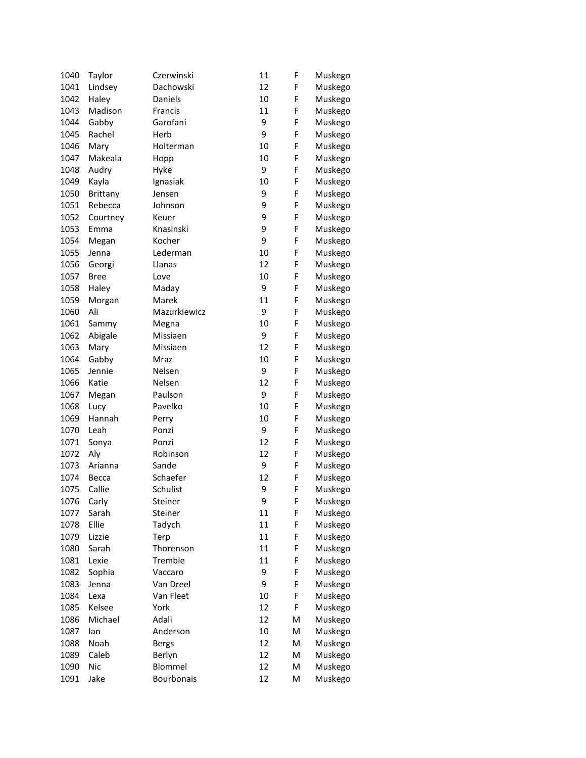| | | | | | |
|---|---|---|---|---|---|
| 1040 | Taylor | Czerwinski | 11 | F | Muskego |
| 1041 | Lindsey | Dachowski | 12 | F | Muskego |
| 1042 | Haley | Daniels | 10 | F | Muskego |
| 1043 | Madison | Francis | 11 | F | Muskego |
| 1044 | Gabby | Garofani | 9 | F | Muskego |
| 1045 | Rachel | Herb | 9 | F | Muskego |
| 1046 | Mary | Holterman | 10 | F | Muskego |
| 1047 | Makeala | Hopp | 10 | F | Muskego |
| 1048 | Audry | Hyke | 9 | F | Muskego |
| 1049 | Kayla | Ignasiak | 10 | F | Muskego |
| 1050 | Brittany | Jensen | 9 | F | Muskego |
| 1051 | Rebecca | Johnson | 9 | F | Muskego |
| 1052 | Courtney | Keuer | 9 | F | Muskego |
| 1053 | Emma | Knasinski | 9 | F | Muskego |
| 1054 | Megan | Kocher | 9 | F | Muskego |
| 1055 | Jenna | Lederman | 10 | F | Muskego |
| 1056 | Georgi | Llanas | 12 | F | Muskego |
| 1057 | Bree | Love | 10 | F | Muskego |
| 1058 | Haley | Maday | 9 | F | Muskego |
| 1059 | Morgan | Marek | 11 | F | Muskego |
| 1060 | Ali | Mazurkiewicz | 9 | F | Muskego |
| 1061 | Sammy | Megna | 10 | F | Muskego |
| 1062 | Abigale | Missiaen | 9 | F | Muskego |
| 1063 | Mary | Missiaen | 12 | F | Muskego |
| 1064 | Gabby | Mraz | 10 | F | Muskego |
| 1065 | Jennie | Nelsen | 9 | F | Muskego |
| 1066 | Katie | Nelsen | 12 | F | Muskego |
| 1067 | Megan | Paulson | 9 | F | Muskego |
| 1068 | Lucy | Pavelko | 10 | F | Muskego |
| 1069 | Hannah | Perry | 10 | F | Muskego |
| 1070 | Leah | Ponzi | 9 | F | Muskego |
| 1071 | Sonya | Ponzi | 12 | F | Muskego |
| 1072 | Aly | Robinson | 12 | F | Muskego |
| 1073 | Arianna | Sande | 9 | F | Muskego |
| 1074 | Becca | Schaefer | 12 | F | Muskego |
| 1075 | Callie | Schulist | 9 | F | Muskego |
| 1076 | Carly | Steiner | 9 | F | Muskego |
| 1077 | Sarah | Steiner | 11 | F | Muskego |
| 1078 | Ellie | Tadych | 11 | F | Muskego |
| 1079 | Lizzie | Terp | 11 | F | Muskego |
| 1080 | Sarah | Thorenson | 11 | F | Muskego |
| 1081 | Lexie | Tremble | 11 | F | Muskego |
| 1082 | Sophia | Vaccaro | 9 | F | Muskego |
| 1083 | Jenna | Van Dreel | 9 | F | Muskego |
| 1084 | Lexa | Van Fleet | 10 | F | Muskego |
| 1085 | Kelsee | York | 12 | F | Muskego |
| 1086 | Michael | Adali | 12 | M | Muskego |
| 1087 | Ian | Anderson | 10 | M | Muskego |
| 1088 | Noah | Bergs | 12 | M | Muskego |
| 1089 | Caleb | Berlyn | 12 | M | Muskego |
| 1090 | Nic | Blommel | 12 | M | Muskego |
| 1091 | Jake | Bourbonais | 12 | M | Muskego |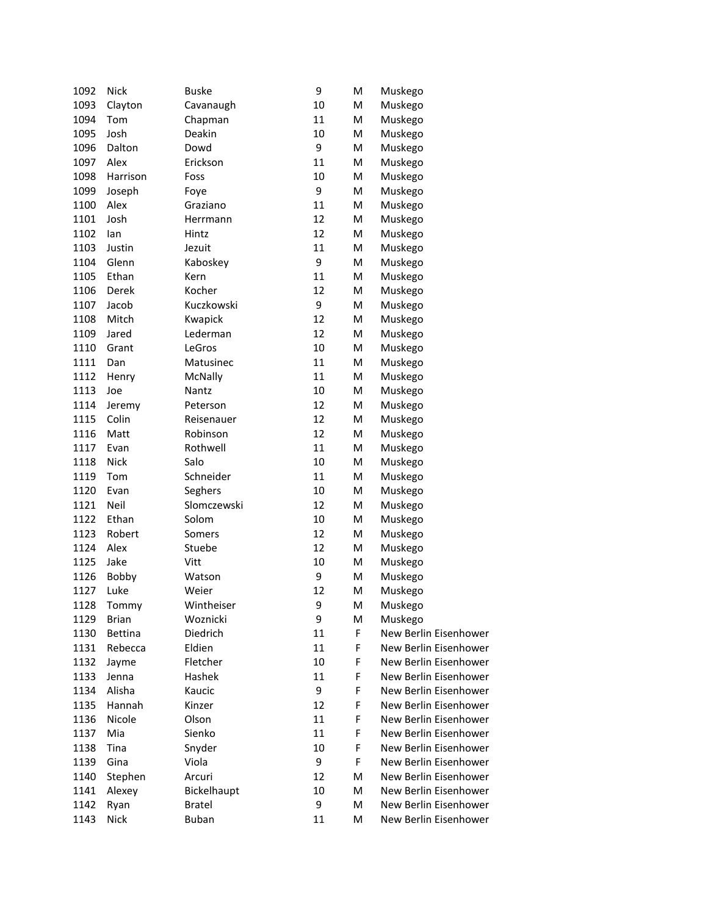| | | | | | |
|---|---|---|---|---|---|
| 1092 | Nick | Buske | 9 | M | Muskego |
| 1093 | Clayton | Cavanaugh | 10 | M | Muskego |
| 1094 | Tom | Chapman | 11 | M | Muskego |
| 1095 | Josh | Deakin | 10 | M | Muskego |
| 1096 | Dalton | Dowd | 9 | M | Muskego |
| 1097 | Alex | Erickson | 11 | M | Muskego |
| 1098 | Harrison | Foss | 10 | M | Muskego |
| 1099 | Joseph | Foye | 9 | M | Muskego |
| 1100 | Alex | Graziano | 11 | M | Muskego |
| 1101 | Josh | Herrmann | 12 | M | Muskego |
| 1102 | Ian | Hintz | 12 | M | Muskego |
| 1103 | Justin | Jezuit | 11 | M | Muskego |
| 1104 | Glenn | Kaboskey | 9 | M | Muskego |
| 1105 | Ethan | Kern | 11 | M | Muskego |
| 1106 | Derek | Kocher | 12 | M | Muskego |
| 1107 | Jacob | Kuczkowski | 9 | M | Muskego |
| 1108 | Mitch | Kwapick | 12 | M | Muskego |
| 1109 | Jared | Lederman | 12 | M | Muskego |
| 1110 | Grant | LeGros | 10 | M | Muskego |
| 1111 | Dan | Matusinec | 11 | M | Muskego |
| 1112 | Henry | McNally | 11 | M | Muskego |
| 1113 | Joe | Nantz | 10 | M | Muskego |
| 1114 | Jeremy | Peterson | 12 | M | Muskego |
| 1115 | Colin | Reisenauer | 12 | M | Muskego |
| 1116 | Matt | Robinson | 12 | M | Muskego |
| 1117 | Evan | Rothwell | 11 | M | Muskego |
| 1118 | Nick | Salo | 10 | M | Muskego |
| 1119 | Tom | Schneider | 11 | M | Muskego |
| 1120 | Evan | Seghers | 10 | M | Muskego |
| 1121 | Neil | Slomczewski | 12 | M | Muskego |
| 1122 | Ethan | Solom | 10 | M | Muskego |
| 1123 | Robert | Somers | 12 | M | Muskego |
| 1124 | Alex | Stuebe | 12 | M | Muskego |
| 1125 | Jake | Vitt | 10 | M | Muskego |
| 1126 | Bobby | Watson | 9 | M | Muskego |
| 1127 | Luke | Weier | 12 | M | Muskego |
| 1128 | Tommy | Wintheiser | 9 | M | Muskego |
| 1129 | Brian | Woznicki | 9 | M | Muskego |
| 1130 | Bettina | Diedrich | 11 | F | New Berlin Eisenhower |
| 1131 | Rebecca | Eldien | 11 | F | New Berlin Eisenhower |
| 1132 | Jayme | Fletcher | 10 | F | New Berlin Eisenhower |
| 1133 | Jenna | Hashek | 11 | F | New Berlin Eisenhower |
| 1134 | Alisha | Kaucic | 9 | F | New Berlin Eisenhower |
| 1135 | Hannah | Kinzer | 12 | F | New Berlin Eisenhower |
| 1136 | Nicole | Olson | 11 | F | New Berlin Eisenhower |
| 1137 | Mia | Sienko | 11 | F | New Berlin Eisenhower |
| 1138 | Tina | Snyder | 10 | F | New Berlin Eisenhower |
| 1139 | Gina | Viola | 9 | F | New Berlin Eisenhower |
| 1140 | Stephen | Arcuri | 12 | M | New Berlin Eisenhower |
| 1141 | Alexey | Bickelhaupt | 10 | M | New Berlin Eisenhower |
| 1142 | Ryan | Bratel | 9 | M | New Berlin Eisenhower |
| 1143 | Nick | Buban | 11 | M | New Berlin Eisenhower |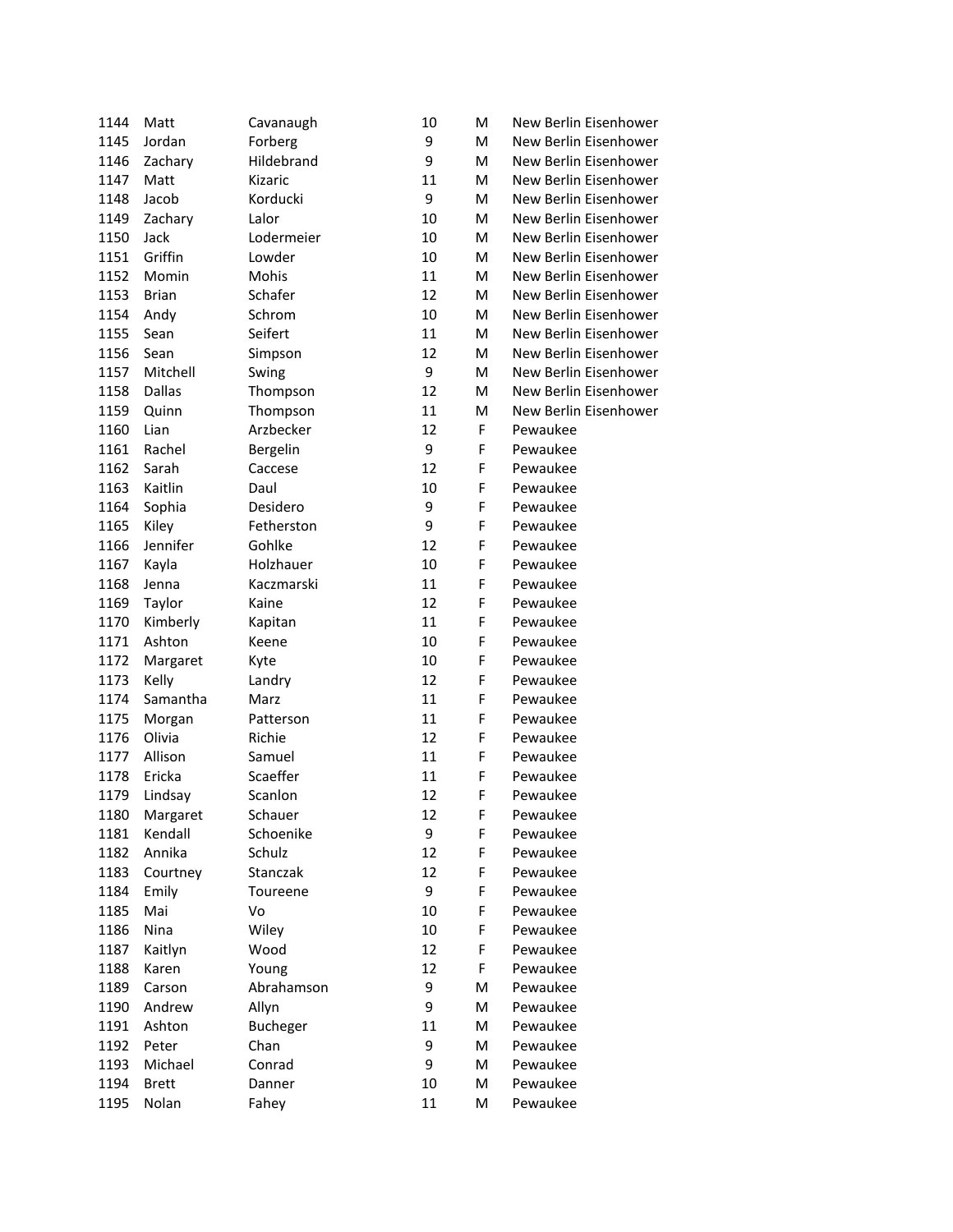| | | | | | |
|---|---|---|---|---|---|
| 1144 | Matt | Cavanaugh | 10 | M | New Berlin Eisenhower |
| 1145 | Jordan | Forberg | 9 | M | New Berlin Eisenhower |
| 1146 | Zachary | Hildebrand | 9 | M | New Berlin Eisenhower |
| 1147 | Matt | Kizaric | 11 | M | New Berlin Eisenhower |
| 1148 | Jacob | Korducki | 9 | M | New Berlin Eisenhower |
| 1149 | Zachary | Lalor | 10 | M | New Berlin Eisenhower |
| 1150 | Jack | Lodermeier | 10 | M | New Berlin Eisenhower |
| 1151 | Griffin | Lowder | 10 | M | New Berlin Eisenhower |
| 1152 | Momin | Mohis | 11 | M | New Berlin Eisenhower |
| 1153 | Brian | Schafer | 12 | M | New Berlin Eisenhower |
| 1154 | Andy | Schrom | 10 | M | New Berlin Eisenhower |
| 1155 | Sean | Seifert | 11 | M | New Berlin Eisenhower |
| 1156 | Sean | Simpson | 12 | M | New Berlin Eisenhower |
| 1157 | Mitchell | Swing | 9 | M | New Berlin Eisenhower |
| 1158 | Dallas | Thompson | 12 | M | New Berlin Eisenhower |
| 1159 | Quinn | Thompson | 11 | M | New Berlin Eisenhower |
| 1160 | Lian | Arzbecker | 12 | F | Pewaukee |
| 1161 | Rachel | Bergelin | 9 | F | Pewaukee |
| 1162 | Sarah | Caccese | 12 | F | Pewaukee |
| 1163 | Kaitlin | Daul | 10 | F | Pewaukee |
| 1164 | Sophia | Desidero | 9 | F | Pewaukee |
| 1165 | Kiley | Fetherston | 9 | F | Pewaukee |
| 1166 | Jennifer | Gohlke | 12 | F | Pewaukee |
| 1167 | Kayla | Holzhauer | 10 | F | Pewaukee |
| 1168 | Jenna | Kaczmarski | 11 | F | Pewaukee |
| 1169 | Taylor | Kaine | 12 | F | Pewaukee |
| 1170 | Kimberly | Kapitan | 11 | F | Pewaukee |
| 1171 | Ashton | Keene | 10 | F | Pewaukee |
| 1172 | Margaret | Kyte | 10 | F | Pewaukee |
| 1173 | Kelly | Landry | 12 | F | Pewaukee |
| 1174 | Samantha | Marz | 11 | F | Pewaukee |
| 1175 | Morgan | Patterson | 11 | F | Pewaukee |
| 1176 | Olivia | Richie | 12 | F | Pewaukee |
| 1177 | Allison | Samuel | 11 | F | Pewaukee |
| 1178 | Ericka | Scaeffer | 11 | F | Pewaukee |
| 1179 | Lindsay | Scanlon | 12 | F | Pewaukee |
| 1180 | Margaret | Schauer | 12 | F | Pewaukee |
| 1181 | Kendall | Schoenike | 9 | F | Pewaukee |
| 1182 | Annika | Schulz | 12 | F | Pewaukee |
| 1183 | Courtney | Stanczak | 12 | F | Pewaukee |
| 1184 | Emily | Toureene | 9 | F | Pewaukee |
| 1185 | Mai | Vo | 10 | F | Pewaukee |
| 1186 | Nina | Wiley | 10 | F | Pewaukee |
| 1187 | Kaitlyn | Wood | 12 | F | Pewaukee |
| 1188 | Karen | Young | 12 | F | Pewaukee |
| 1189 | Carson | Abrahamson | 9 | M | Pewaukee |
| 1190 | Andrew | Allyn | 9 | M | Pewaukee |
| 1191 | Ashton | Bucheger | 11 | M | Pewaukee |
| 1192 | Peter | Chan | 9 | M | Pewaukee |
| 1193 | Michael | Conrad | 9 | M | Pewaukee |
| 1194 | Brett | Danner | 10 | M | Pewaukee |
| 1195 | Nolan | Fahey | 11 | M | Pewaukee |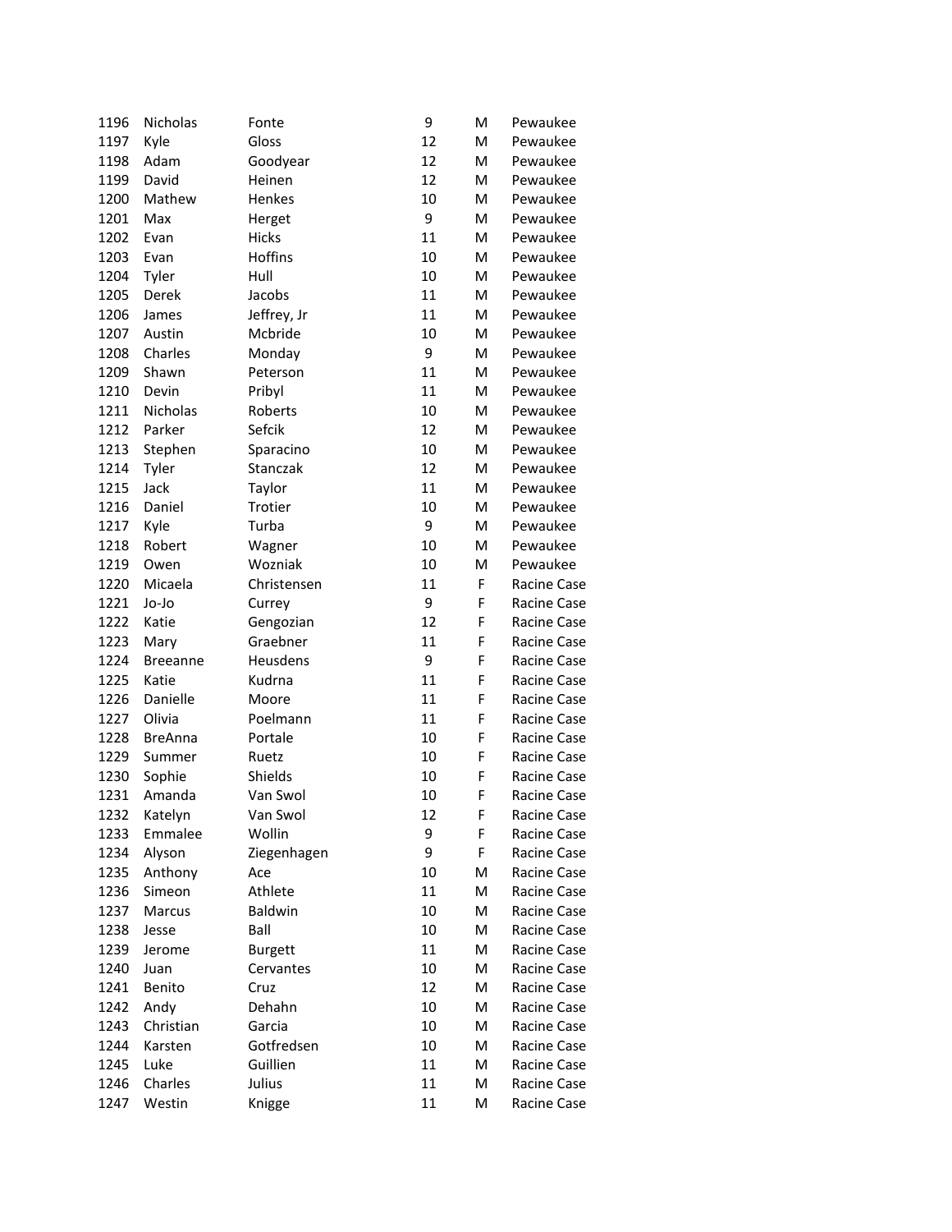| | | | | | |
|---|---|---|---|---|---|
| 1196 | Nicholas | Fonte | 9 | M | Pewaukee |
| 1197 | Kyle | Gloss | 12 | M | Pewaukee |
| 1198 | Adam | Goodyear | 12 | M | Pewaukee |
| 1199 | David | Heinen | 12 | M | Pewaukee |
| 1200 | Mathew | Henkes | 10 | M | Pewaukee |
| 1201 | Max | Herget | 9 | M | Pewaukee |
| 1202 | Evan | Hicks | 11 | M | Pewaukee |
| 1203 | Evan | Hoffins | 10 | M | Pewaukee |
| 1204 | Tyler | Hull | 10 | M | Pewaukee |
| 1205 | Derek | Jacobs | 11 | M | Pewaukee |
| 1206 | James | Jeffrey, Jr | 11 | M | Pewaukee |
| 1207 | Austin | Mcbride | 10 | M | Pewaukee |
| 1208 | Charles | Monday | 9 | M | Pewaukee |
| 1209 | Shawn | Peterson | 11 | M | Pewaukee |
| 1210 | Devin | Pribyl | 11 | M | Pewaukee |
| 1211 | Nicholas | Roberts | 10 | M | Pewaukee |
| 1212 | Parker | Sefcik | 12 | M | Pewaukee |
| 1213 | Stephen | Sparacino | 10 | M | Pewaukee |
| 1214 | Tyler | Stanczak | 12 | M | Pewaukee |
| 1215 | Jack | Taylor | 11 | M | Pewaukee |
| 1216 | Daniel | Trotier | 10 | M | Pewaukee |
| 1217 | Kyle | Turba | 9 | M | Pewaukee |
| 1218 | Robert | Wagner | 10 | M | Pewaukee |
| 1219 | Owen | Wozniak | 10 | M | Pewaukee |
| 1220 | Micaela | Christensen | 11 | F | Racine Case |
| 1221 | Jo-Jo | Currey | 9 | F | Racine Case |
| 1222 | Katie | Gengozian | 12 | F | Racine Case |
| 1223 | Mary | Graebner | 11 | F | Racine Case |
| 1224 | Breeanne | Heusdens | 9 | F | Racine Case |
| 1225 | Katie | Kudrna | 11 | F | Racine Case |
| 1226 | Danielle | Moore | 11 | F | Racine Case |
| 1227 | Olivia | Poelmann | 11 | F | Racine Case |
| 1228 | BreAnna | Portale | 10 | F | Racine Case |
| 1229 | Summer | Ruetz | 10 | F | Racine Case |
| 1230 | Sophie | Shields | 10 | F | Racine Case |
| 1231 | Amanda | Van Swol | 10 | F | Racine Case |
| 1232 | Katelyn | Van Swol | 12 | F | Racine Case |
| 1233 | Emmalee | Wollin | 9 | F | Racine Case |
| 1234 | Alyson | Ziegenhagen | 9 | F | Racine Case |
| 1235 | Anthony | Ace | 10 | M | Racine Case |
| 1236 | Simeon | Athlete | 11 | M | Racine Case |
| 1237 | Marcus | Baldwin | 10 | M | Racine Case |
| 1238 | Jesse | Ball | 10 | M | Racine Case |
| 1239 | Jerome | Burgett | 11 | M | Racine Case |
| 1240 | Juan | Cervantes | 10 | M | Racine Case |
| 1241 | Benito | Cruz | 12 | M | Racine Case |
| 1242 | Andy | Dehahn | 10 | M | Racine Case |
| 1243 | Christian | Garcia | 10 | M | Racine Case |
| 1244 | Karsten | Gotfredsen | 10 | M | Racine Case |
| 1245 | Luke | Guillien | 11 | M | Racine Case |
| 1246 | Charles | Julius | 11 | M | Racine Case |
| 1247 | Westin | Knigge | 11 | M | Racine Case |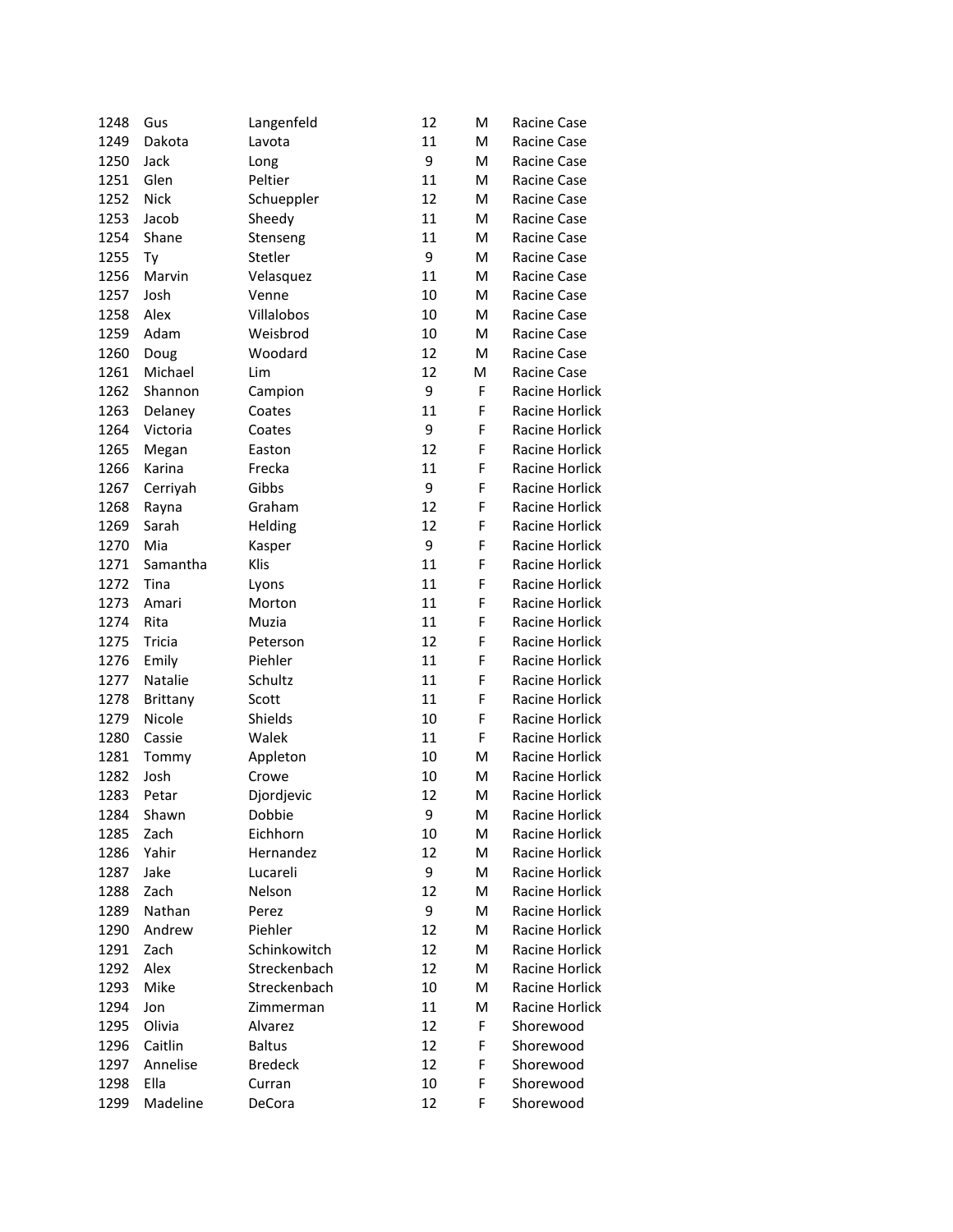| | | | | | |
|---|---|---|---|---|---|
| 1248 | Gus | Langenfeld | 12 | M | Racine Case |
| 1249 | Dakota | Lavota | 11 | M | Racine Case |
| 1250 | Jack | Long | 9 | M | Racine Case |
| 1251 | Glen | Peltier | 11 | M | Racine Case |
| 1252 | Nick | Schueppler | 12 | M | Racine Case |
| 1253 | Jacob | Sheedy | 11 | M | Racine Case |
| 1254 | Shane | Stenseng | 11 | M | Racine Case |
| 1255 | Ty | Stetler | 9 | M | Racine Case |
| 1256 | Marvin | Velasquez | 11 | M | Racine Case |
| 1257 | Josh | Venne | 10 | M | Racine Case |
| 1258 | Alex | Villalobos | 10 | M | Racine Case |
| 1259 | Adam | Weisbrod | 10 | M | Racine Case |
| 1260 | Doug | Woodard | 12 | M | Racine Case |
| 1261 | Michael | Lim | 12 | M | Racine Case |
| 1262 | Shannon | Campion | 9 | F | Racine Horlick |
| 1263 | Delaney | Coates | 11 | F | Racine Horlick |
| 1264 | Victoria | Coates | 9 | F | Racine Horlick |
| 1265 | Megan | Easton | 12 | F | Racine Horlick |
| 1266 | Karina | Frecka | 11 | F | Racine Horlick |
| 1267 | Cerriyah | Gibbs | 9 | F | Racine Horlick |
| 1268 | Rayna | Graham | 12 | F | Racine Horlick |
| 1269 | Sarah | Helding | 12 | F | Racine Horlick |
| 1270 | Mia | Kasper | 9 | F | Racine Horlick |
| 1271 | Samantha | Klis | 11 | F | Racine Horlick |
| 1272 | Tina | Lyons | 11 | F | Racine Horlick |
| 1273 | Amari | Morton | 11 | F | Racine Horlick |
| 1274 | Rita | Muzia | 11 | F | Racine Horlick |
| 1275 | Tricia | Peterson | 12 | F | Racine Horlick |
| 1276 | Emily | Piehler | 11 | F | Racine Horlick |
| 1277 | Natalie | Schultz | 11 | F | Racine Horlick |
| 1278 | Brittany | Scott | 11 | F | Racine Horlick |
| 1279 | Nicole | Shields | 10 | F | Racine Horlick |
| 1280 | Cassie | Walek | 11 | F | Racine Horlick |
| 1281 | Tommy | Appleton | 10 | M | Racine Horlick |
| 1282 | Josh | Crowe | 10 | M | Racine Horlick |
| 1283 | Petar | Djordjevic | 12 | M | Racine Horlick |
| 1284 | Shawn | Dobbie | 9 | M | Racine Horlick |
| 1285 | Zach | Eichhorn | 10 | M | Racine Horlick |
| 1286 | Yahir | Hernandez | 12 | M | Racine Horlick |
| 1287 | Jake | Lucareli | 9 | M | Racine Horlick |
| 1288 | Zach | Nelson | 12 | M | Racine Horlick |
| 1289 | Nathan | Perez | 9 | M | Racine Horlick |
| 1290 | Andrew | Piehler | 12 | M | Racine Horlick |
| 1291 | Zach | Schinkowitch | 12 | M | Racine Horlick |
| 1292 | Alex | Streckenbach | 12 | M | Racine Horlick |
| 1293 | Mike | Streckenbach | 10 | M | Racine Horlick |
| 1294 | Jon | Zimmerman | 11 | M | Racine Horlick |
| 1295 | Olivia | Alvarez | 12 | F | Shorewood |
| 1296 | Caitlin | Baltus | 12 | F | Shorewood |
| 1297 | Annelise | Bredeck | 12 | F | Shorewood |
| 1298 | Ella | Curran | 10 | F | Shorewood |
| 1299 | Madeline | DeCora | 12 | F | Shorewood |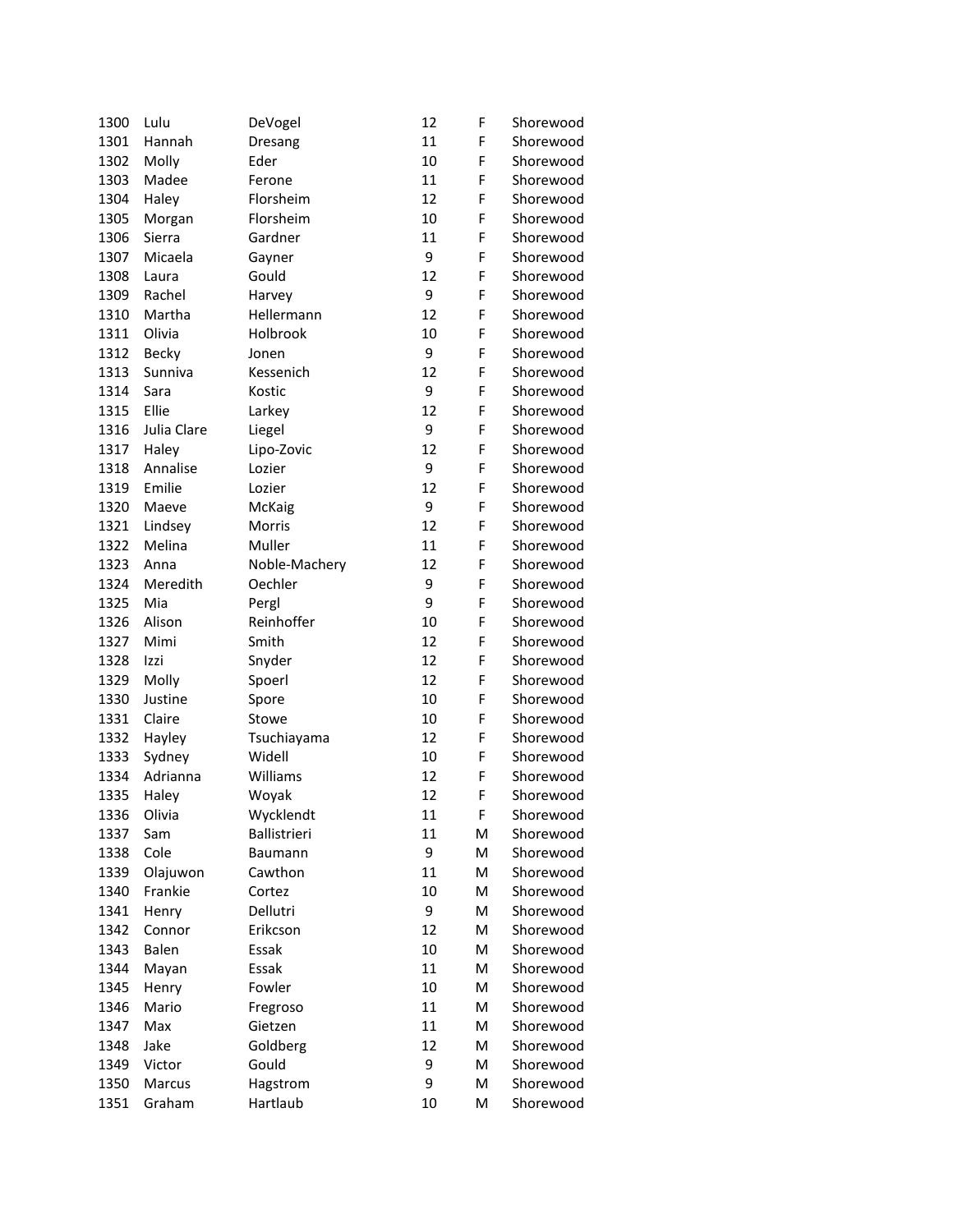| | | | | | |
|---|---|---|---|---|---|
| 1300 | Lulu | DeVogel | 12 | F | Shorewood |
| 1301 | Hannah | Dresang | 11 | F | Shorewood |
| 1302 | Molly | Eder | 10 | F | Shorewood |
| 1303 | Madee | Ferone | 11 | F | Shorewood |
| 1304 | Haley | Florsheim | 12 | F | Shorewood |
| 1305 | Morgan | Florsheim | 10 | F | Shorewood |
| 1306 | Sierra | Gardner | 11 | F | Shorewood |
| 1307 | Micaela | Gayner | 9 | F | Shorewood |
| 1308 | Laura | Gould | 12 | F | Shorewood |
| 1309 | Rachel | Harvey | 9 | F | Shorewood |
| 1310 | Martha | Hellermann | 12 | F | Shorewood |
| 1311 | Olivia | Holbrook | 10 | F | Shorewood |
| 1312 | Becky | Jonen | 9 | F | Shorewood |
| 1313 | Sunniva | Kessenich | 12 | F | Shorewood |
| 1314 | Sara | Kostic | 9 | F | Shorewood |
| 1315 | Ellie | Larkey | 12 | F | Shorewood |
| 1316 | Julia Clare | Liegel | 9 | F | Shorewood |
| 1317 | Haley | Lipo-Zovic | 12 | F | Shorewood |
| 1318 | Annalise | Lozier | 9 | F | Shorewood |
| 1319 | Emilie | Lozier | 12 | F | Shorewood |
| 1320 | Maeve | McKaig | 9 | F | Shorewood |
| 1321 | Lindsey | Morris | 12 | F | Shorewood |
| 1322 | Melina | Muller | 11 | F | Shorewood |
| 1323 | Anna | Noble-Machery | 12 | F | Shorewood |
| 1324 | Meredith | Oechler | 9 | F | Shorewood |
| 1325 | Mia | Pergl | 9 | F | Shorewood |
| 1326 | Alison | Reinhoffer | 10 | F | Shorewood |
| 1327 | Mimi | Smith | 12 | F | Shorewood |
| 1328 | Izzi | Snyder | 12 | F | Shorewood |
| 1329 | Molly | Spoerl | 12 | F | Shorewood |
| 1330 | Justine | Spore | 10 | F | Shorewood |
| 1331 | Claire | Stowe | 10 | F | Shorewood |
| 1332 | Hayley | Tsuchiayama | 12 | F | Shorewood |
| 1333 | Sydney | Widell | 10 | F | Shorewood |
| 1334 | Adrianna | Williams | 12 | F | Shorewood |
| 1335 | Haley | Woyak | 12 | F | Shorewood |
| 1336 | Olivia | Wycklendt | 11 | F | Shorewood |
| 1337 | Sam | Ballistrieri | 11 | M | Shorewood |
| 1338 | Cole | Baumann | 9 | M | Shorewood |
| 1339 | Olajuwon | Cawthon | 11 | M | Shorewood |
| 1340 | Frankie | Cortez | 10 | M | Shorewood |
| 1341 | Henry | Dellutri | 9 | M | Shorewood |
| 1342 | Connor | Erikcson | 12 | M | Shorewood |
| 1343 | Balen | Essak | 10 | M | Shorewood |
| 1344 | Mayan | Essak | 11 | M | Shorewood |
| 1345 | Henry | Fowler | 10 | M | Shorewood |
| 1346 | Mario | Fregroso | 11 | M | Shorewood |
| 1347 | Max | Gietzen | 11 | M | Shorewood |
| 1348 | Jake | Goldberg | 12 | M | Shorewood |
| 1349 | Victor | Gould | 9 | M | Shorewood |
| 1350 | Marcus | Hagstrom | 9 | M | Shorewood |
| 1351 | Graham | Hartlaub | 10 | M | Shorewood |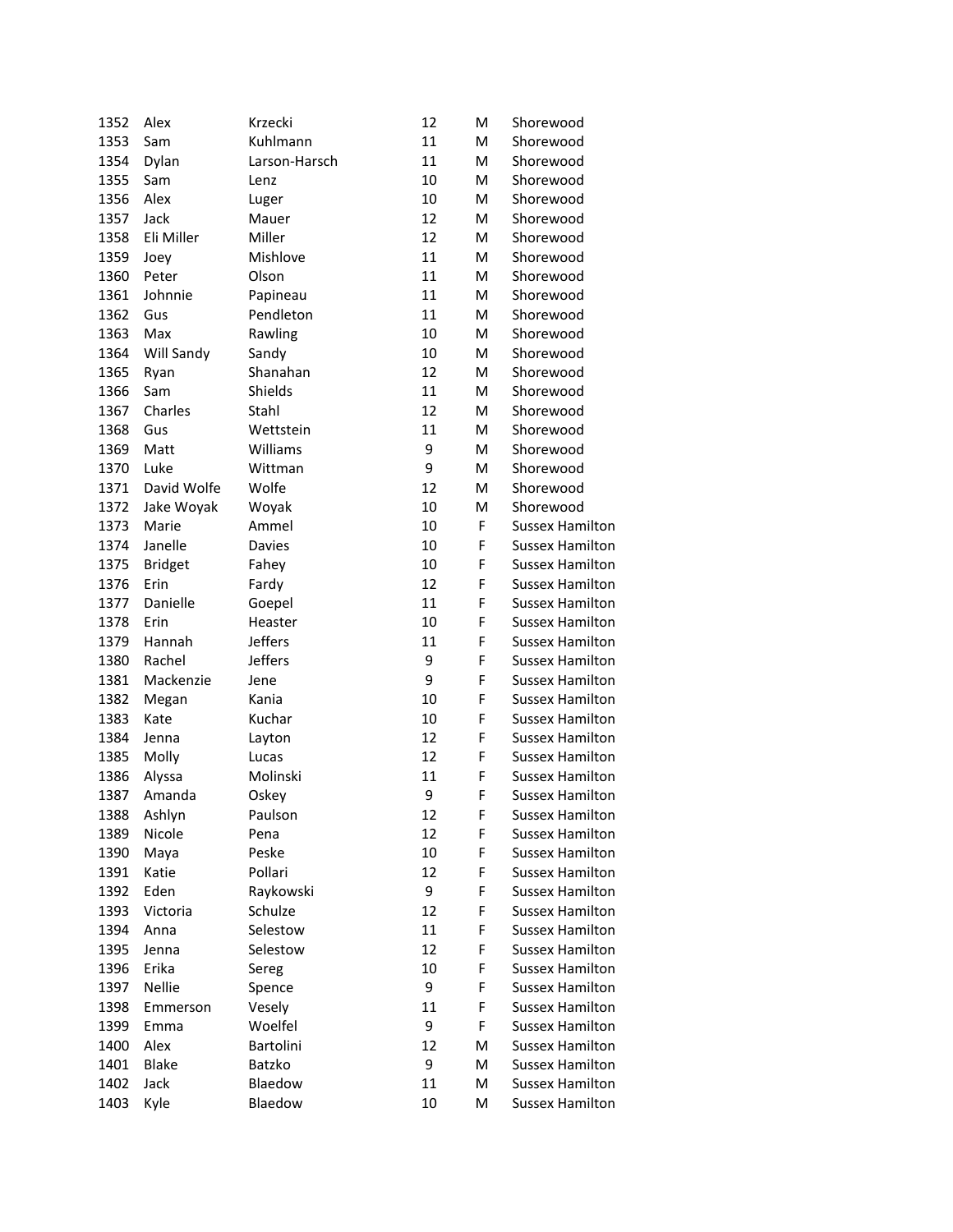| | | | | | |
|---|---|---|---|---|---|
| 1352 | Alex | Krzecki | 12 | M | Shorewood |
| 1353 | Sam | Kuhlmann | 11 | M | Shorewood |
| 1354 | Dylan | Larson-Harsch | 11 | M | Shorewood |
| 1355 | Sam | Lenz | 10 | M | Shorewood |
| 1356 | Alex | Luger | 10 | M | Shorewood |
| 1357 | Jack | Mauer | 12 | M | Shorewood |
| 1358 | Eli Miller | Miller | 12 | M | Shorewood |
| 1359 | Joey | Mishlove | 11 | M | Shorewood |
| 1360 | Peter | Olson | 11 | M | Shorewood |
| 1361 | Johnnie | Papineau | 11 | M | Shorewood |
| 1362 | Gus | Pendleton | 11 | M | Shorewood |
| 1363 | Max | Rawling | 10 | M | Shorewood |
| 1364 | Will Sandy | Sandy | 10 | M | Shorewood |
| 1365 | Ryan | Shanahan | 12 | M | Shorewood |
| 1366 | Sam | Shields | 11 | M | Shorewood |
| 1367 | Charles | Stahl | 12 | M | Shorewood |
| 1368 | Gus | Wettstein | 11 | M | Shorewood |
| 1369 | Matt | Williams | 9 | M | Shorewood |
| 1370 | Luke | Wittman | 9 | M | Shorewood |
| 1371 | David Wolfe | Wolfe | 12 | M | Shorewood |
| 1372 | Jake Woyak | Woyak | 10 | M | Shorewood |
| 1373 | Marie | Ammel | 10 | F | Sussex Hamilton |
| 1374 | Janelle | Davies | 10 | F | Sussex Hamilton |
| 1375 | Bridget | Fahey | 10 | F | Sussex Hamilton |
| 1376 | Erin | Fardy | 12 | F | Sussex Hamilton |
| 1377 | Danielle | Goepel | 11 | F | Sussex Hamilton |
| 1378 | Erin | Heaster | 10 | F | Sussex Hamilton |
| 1379 | Hannah | Jeffers | 11 | F | Sussex Hamilton |
| 1380 | Rachel | Jeffers | 9 | F | Sussex Hamilton |
| 1381 | Mackenzie | Jene | 9 | F | Sussex Hamilton |
| 1382 | Megan | Kania | 10 | F | Sussex Hamilton |
| 1383 | Kate | Kuchar | 10 | F | Sussex Hamilton |
| 1384 | Jenna | Layton | 12 | F | Sussex Hamilton |
| 1385 | Molly | Lucas | 12 | F | Sussex Hamilton |
| 1386 | Alyssa | Molinski | 11 | F | Sussex Hamilton |
| 1387 | Amanda | Oskey | 9 | F | Sussex Hamilton |
| 1388 | Ashlyn | Paulson | 12 | F | Sussex Hamilton |
| 1389 | Nicole | Pena | 12 | F | Sussex Hamilton |
| 1390 | Maya | Peske | 10 | F | Sussex Hamilton |
| 1391 | Katie | Pollari | 12 | F | Sussex Hamilton |
| 1392 | Eden | Raykowski | 9 | F | Sussex Hamilton |
| 1393 | Victoria | Schulze | 12 | F | Sussex Hamilton |
| 1394 | Anna | Selestow | 11 | F | Sussex Hamilton |
| 1395 | Jenna | Selestow | 12 | F | Sussex Hamilton |
| 1396 | Erika | Sereg | 10 | F | Sussex Hamilton |
| 1397 | Nellie | Spence | 9 | F | Sussex Hamilton |
| 1398 | Emmerson | Vesely | 11 | F | Sussex Hamilton |
| 1399 | Emma | Woelfel | 9 | F | Sussex Hamilton |
| 1400 | Alex | Bartolini | 12 | M | Sussex Hamilton |
| 1401 | Blake | Batzko | 9 | M | Sussex Hamilton |
| 1402 | Jack | Blaedow | 11 | M | Sussex Hamilton |
| 1403 | Kyle | Blaedow | 10 | M | Sussex Hamilton |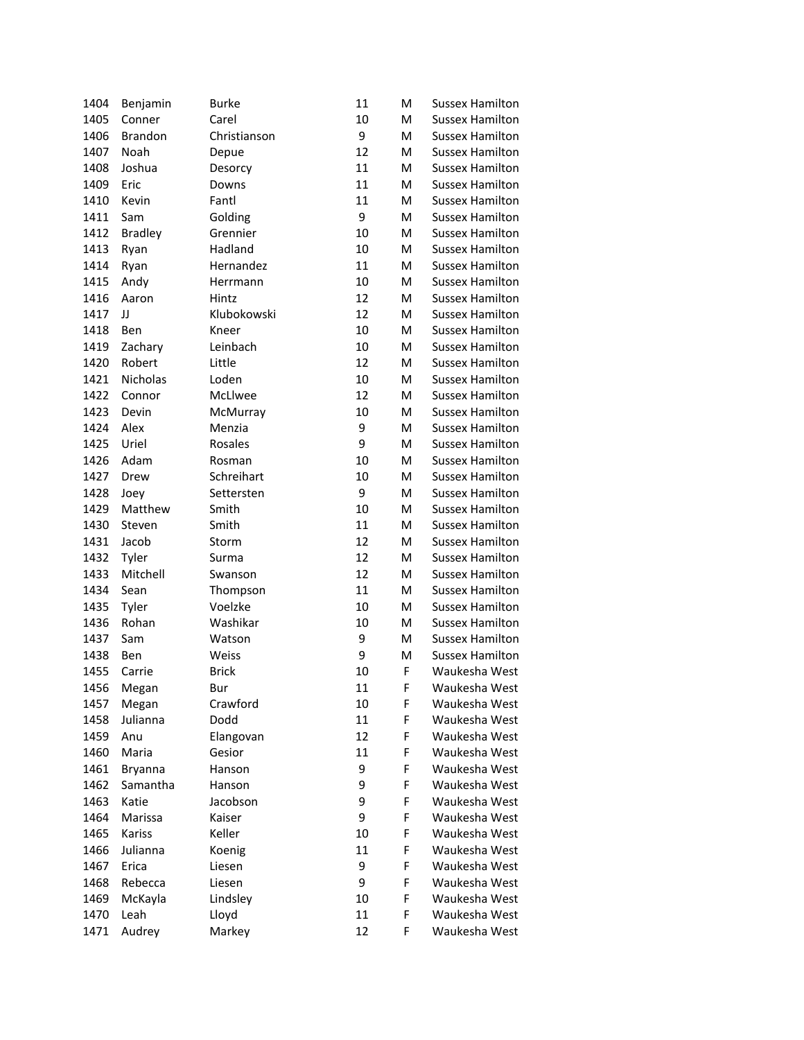| | | | | | |
|---|---|---|---|---|---|
| 1404 | Benjamin | Burke | 11 | M | Sussex Hamilton |
| 1405 | Conner | Carel | 10 | M | Sussex Hamilton |
| 1406 | Brandon | Christianson | 9 | M | Sussex Hamilton |
| 1407 | Noah | Depue | 12 | M | Sussex Hamilton |
| 1408 | Joshua | Desorcy | 11 | M | Sussex Hamilton |
| 1409 | Eric | Downs | 11 | M | Sussex Hamilton |
| 1410 | Kevin | Fantl | 11 | M | Sussex Hamilton |
| 1411 | Sam | Golding | 9 | M | Sussex Hamilton |
| 1412 | Bradley | Grennier | 10 | M | Sussex Hamilton |
| 1413 | Ryan | Hadland | 10 | M | Sussex Hamilton |
| 1414 | Ryan | Hernandez | 11 | M | Sussex Hamilton |
| 1415 | Andy | Herrmann | 10 | M | Sussex Hamilton |
| 1416 | Aaron | Hintz | 12 | M | Sussex Hamilton |
| 1417 | JJ | Klubokowski | 12 | M | Sussex Hamilton |
| 1418 | Ben | Kneer | 10 | M | Sussex Hamilton |
| 1419 | Zachary | Leinbach | 10 | M | Sussex Hamilton |
| 1420 | Robert | Little | 12 | M | Sussex Hamilton |
| 1421 | Nicholas | Loden | 10 | M | Sussex Hamilton |
| 1422 | Connor | McLlwee | 12 | M | Sussex Hamilton |
| 1423 | Devin | McMurray | 10 | M | Sussex Hamilton |
| 1424 | Alex | Menzia | 9 | M | Sussex Hamilton |
| 1425 | Uriel | Rosales | 9 | M | Sussex Hamilton |
| 1426 | Adam | Rosman | 10 | M | Sussex Hamilton |
| 1427 | Drew | Schreihart | 10 | M | Sussex Hamilton |
| 1428 | Joey | Settersten | 9 | M | Sussex Hamilton |
| 1429 | Matthew | Smith | 10 | M | Sussex Hamilton |
| 1430 | Steven | Smith | 11 | M | Sussex Hamilton |
| 1431 | Jacob | Storm | 12 | M | Sussex Hamilton |
| 1432 | Tyler | Surma | 12 | M | Sussex Hamilton |
| 1433 | Mitchell | Swanson | 12 | M | Sussex Hamilton |
| 1434 | Sean | Thompson | 11 | M | Sussex Hamilton |
| 1435 | Tyler | Voelzke | 10 | M | Sussex Hamilton |
| 1436 | Rohan | Washikar | 10 | M | Sussex Hamilton |
| 1437 | Sam | Watson | 9 | M | Sussex Hamilton |
| 1438 | Ben | Weiss | 9 | M | Sussex Hamilton |
| 1455 | Carrie | Brick | 10 | F | Waukesha West |
| 1456 | Megan | Bur | 11 | F | Waukesha West |
| 1457 | Megan | Crawford | 10 | F | Waukesha West |
| 1458 | Julianna | Dodd | 11 | F | Waukesha West |
| 1459 | Anu | Elangovan | 12 | F | Waukesha West |
| 1460 | Maria | Gesior | 11 | F | Waukesha West |
| 1461 | Bryanna | Hanson | 9 | F | Waukesha West |
| 1462 | Samantha | Hanson | 9 | F | Waukesha West |
| 1463 | Katie | Jacobson | 9 | F | Waukesha West |
| 1464 | Marissa | Kaiser | 9 | F | Waukesha West |
| 1465 | Kariss | Keller | 10 | F | Waukesha West |
| 1466 | Julianna | Koenig | 11 | F | Waukesha West |
| 1467 | Erica | Liesen | 9 | F | Waukesha West |
| 1468 | Rebecca | Liesen | 9 | F | Waukesha West |
| 1469 | McKayla | Lindsley | 10 | F | Waukesha West |
| 1470 | Leah | Lloyd | 11 | F | Waukesha West |
| 1471 | Audrey | Markey | 12 | F | Waukesha West |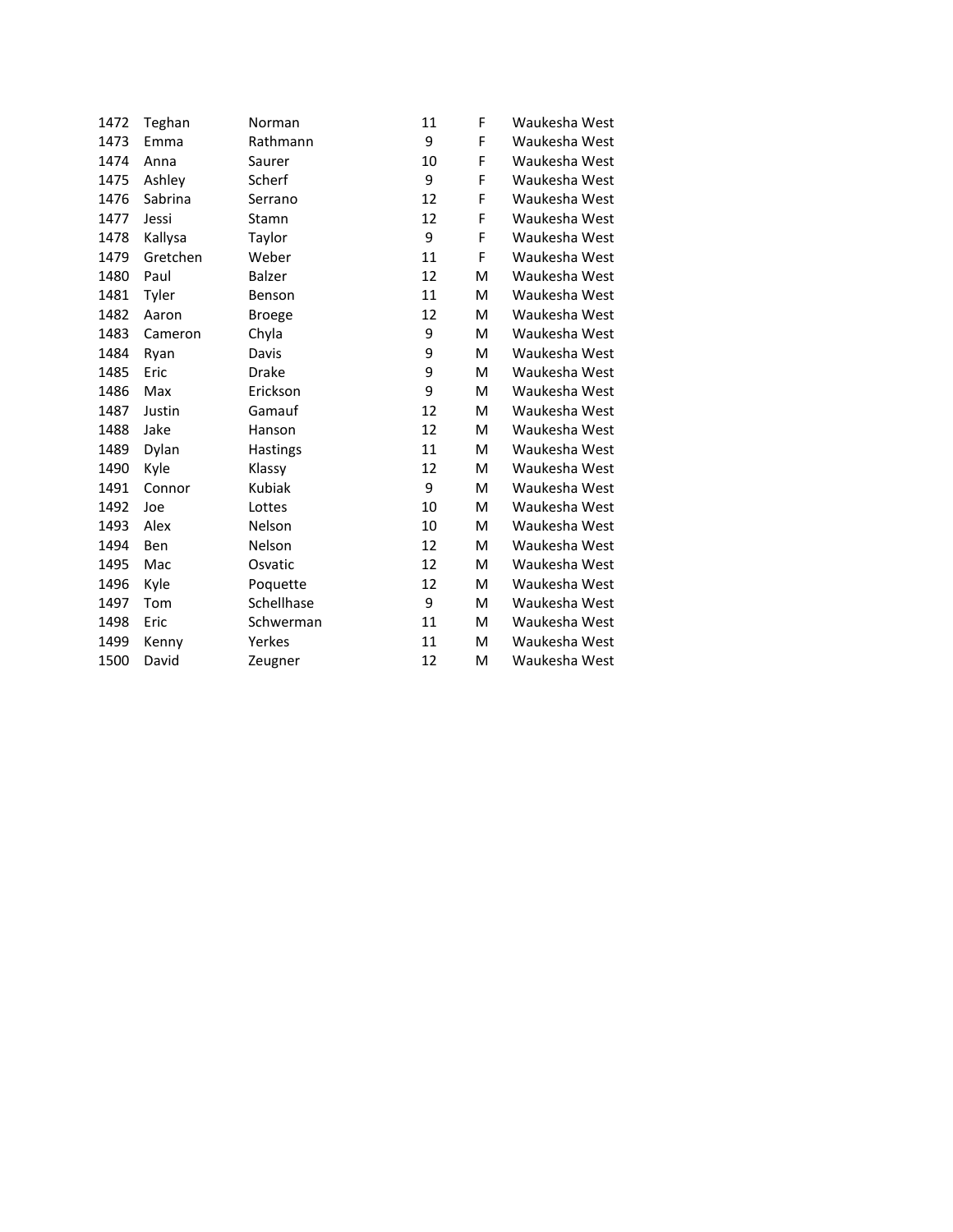| | | | | | |
|---|---|---|---|---|---|
| 1472 | Teghan | Norman | 11 | F | Waukesha West |
| 1473 | Emma | Rathmann | 9 | F | Waukesha West |
| 1474 | Anna | Saurer | 10 | F | Waukesha West |
| 1475 | Ashley | Scherf | 9 | F | Waukesha West |
| 1476 | Sabrina | Serrano | 12 | F | Waukesha West |
| 1477 | Jessi | Stamn | 12 | F | Waukesha West |
| 1478 | Kallysa | Taylor | 9 | F | Waukesha West |
| 1479 | Gretchen | Weber | 11 | F | Waukesha West |
| 1480 | Paul | Balzer | 12 | M | Waukesha West |
| 1481 | Tyler | Benson | 11 | M | Waukesha West |
| 1482 | Aaron | Broege | 12 | M | Waukesha West |
| 1483 | Cameron | Chyla | 9 | M | Waukesha West |
| 1484 | Ryan | Davis | 9 | M | Waukesha West |
| 1485 | Eric | Drake | 9 | M | Waukesha West |
| 1486 | Max | Erickson | 9 | M | Waukesha West |
| 1487 | Justin | Gamauf | 12 | M | Waukesha West |
| 1488 | Jake | Hanson | 12 | M | Waukesha West |
| 1489 | Dylan | Hastings | 11 | M | Waukesha West |
| 1490 | Kyle | Klassy | 12 | M | Waukesha West |
| 1491 | Connor | Kubiak | 9 | M | Waukesha West |
| 1492 | Joe | Lottes | 10 | M | Waukesha West |
| 1493 | Alex | Nelson | 10 | M | Waukesha West |
| 1494 | Ben | Nelson | 12 | M | Waukesha West |
| 1495 | Mac | Osvatic | 12 | M | Waukesha West |
| 1496 | Kyle | Poquette | 12 | M | Waukesha West |
| 1497 | Tom | Schellhase | 9 | M | Waukesha West |
| 1498 | Eric | Schwerman | 11 | M | Waukesha West |
| 1499 | Kenny | Yerkes | 11 | M | Waukesha West |
| 1500 | David | Zeugner | 12 | M | Waukesha West |